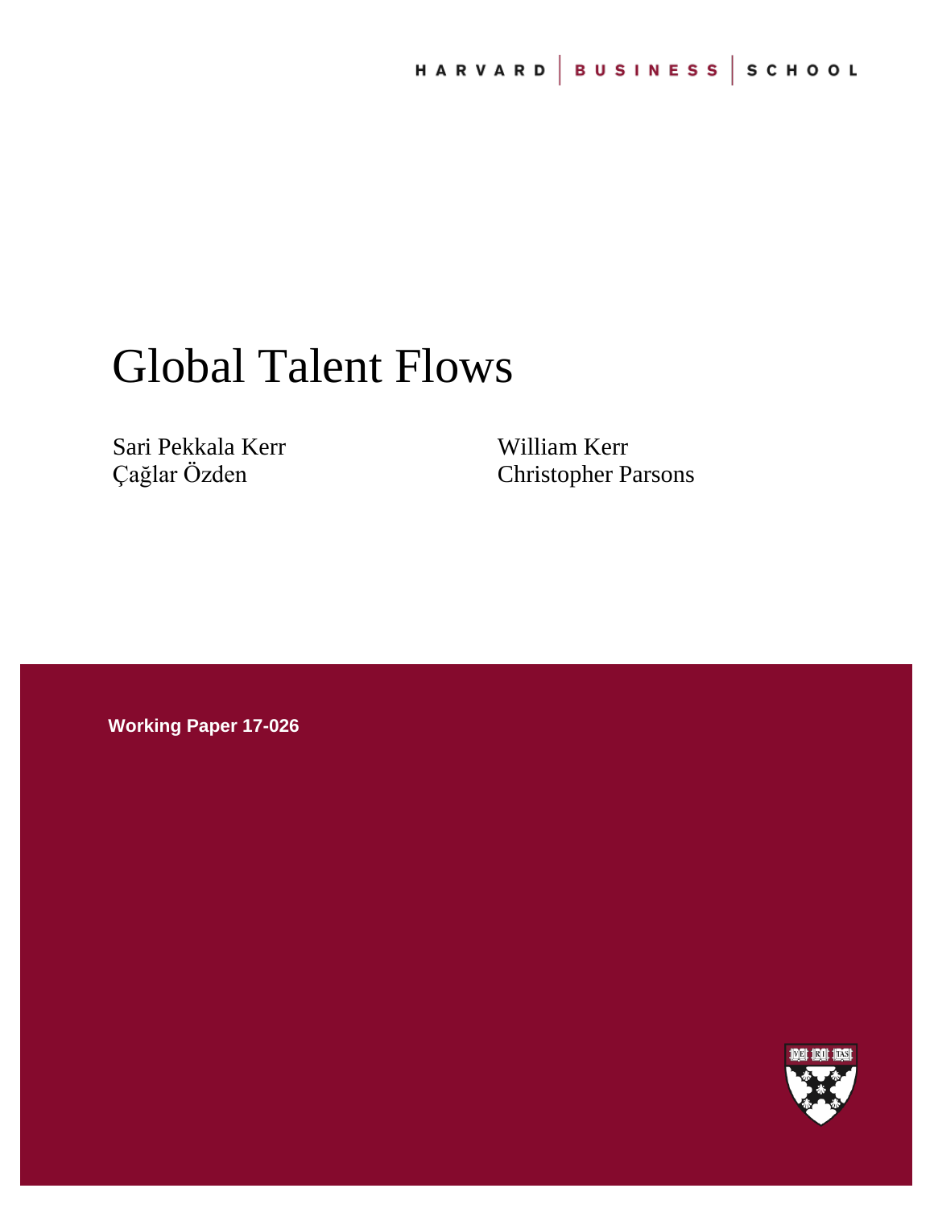HARVARD | BUSINESS | SCHOOL

# Global Talent Flows

Sari Pekkala Kerr
Çağlar Özden

William Kerr
Christopher Parsons

**Working Paper 17-026**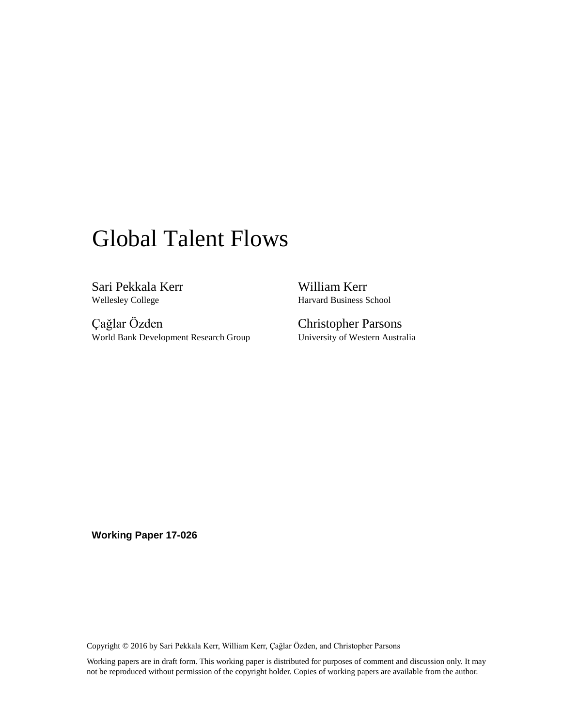# Global Talent Flows

Sari Pekkala Kerr
Wellesley College

William Kerr
Harvard Business School

Çağlar Özden
World Bank Development Research Group

Christopher Parsons
University of Western Australia

**Working Paper 17-026**

Copyright © 2016 by Sari Pekkala Kerr, William Kerr, Çağlar Özden, and Christopher Parsons

Working papers are in draft form. This working paper is distributed for purposes of comment and discussion only. It may not be reproduced without permission of the copyright holder. Copies of working papers are available from the author.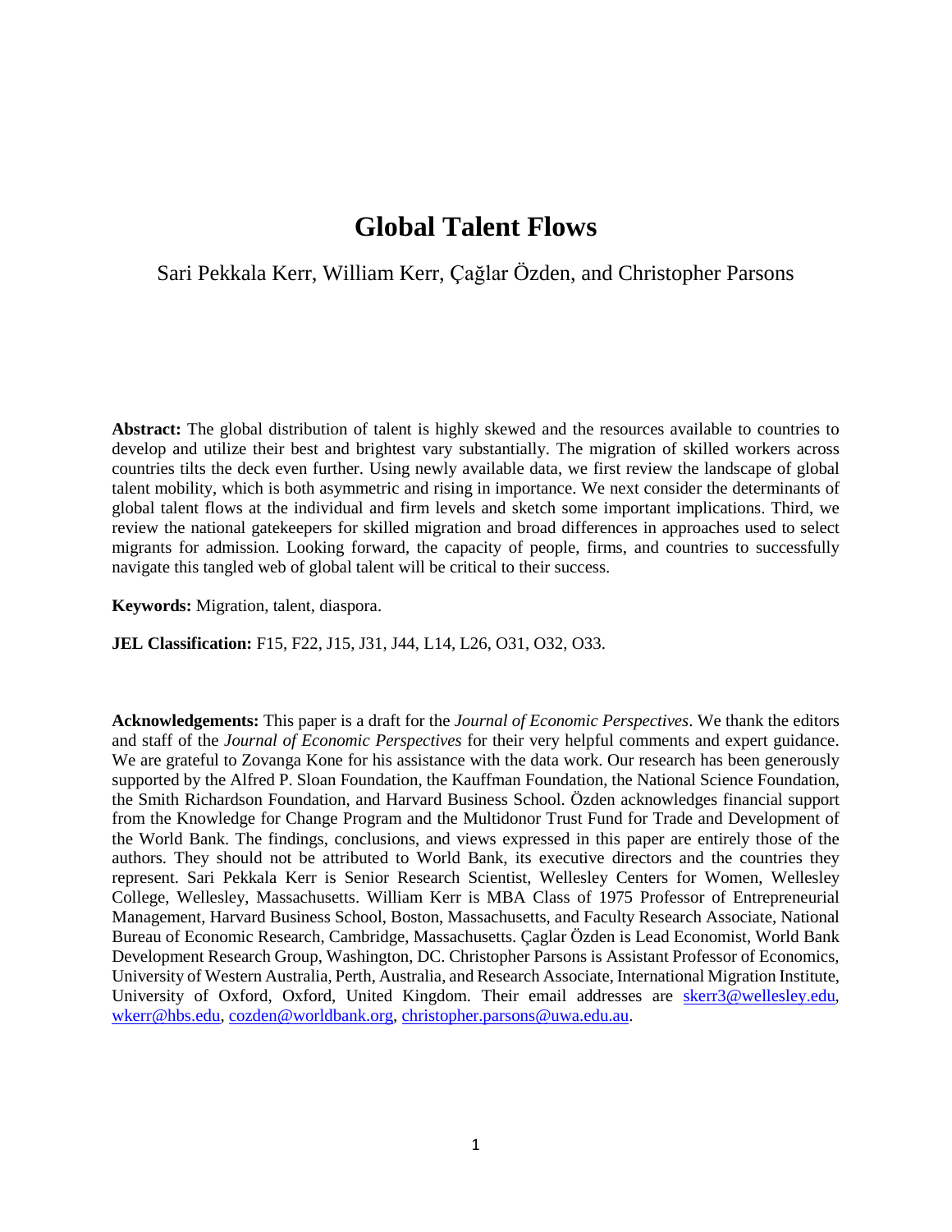# Global Talent Flows

Sari Pekkala Kerr, William Kerr, Çağlar Özden, and Christopher Parsons

**Abstract:** The global distribution of talent is highly skewed and the resources available to countries to develop and utilize their best and brightest vary substantially. The migration of skilled workers across countries tilts the deck even further. Using newly available data, we first review the landscape of global talent mobility, which is both asymmetric and rising in importance. We next consider the determinants of global talent flows at the individual and firm levels and sketch some important implications. Third, we review the national gatekeepers for skilled migration and broad differences in approaches used to select migrants for admission. Looking forward, the capacity of people, firms, and countries to successfully navigate this tangled web of global talent will be critical to their success.

**Keywords:** Migration, talent, diaspora.

**JEL Classification:** F15, F22, J15, J31, J44, L14, L26, O31, O32, O33.

**Acknowledgements:** This paper is a draft for the *Journal of Economic Perspectives*. We thank the editors and staff of the *Journal of Economic Perspectives* for their very helpful comments and expert guidance. We are grateful to Zovanga Kone for his assistance with the data work. Our research has been generously supported by the Alfred P. Sloan Foundation, the Kauffman Foundation, the National Science Foundation, the Smith Richardson Foundation, and Harvard Business School. Özden acknowledges financial support from the Knowledge for Change Program and the Multidonor Trust Fund for Trade and Development of the World Bank. The findings, conclusions, and views expressed in this paper are entirely those of the authors. They should not be attributed to World Bank, its executive directors and the countries they represent. Sari Pekkala Kerr is Senior Research Scientist, Wellesley Centers for Women, Wellesley College, Wellesley, Massachusetts. William Kerr is MBA Class of 1975 Professor of Entrepreneurial Management, Harvard Business School, Boston, Massachusetts, and Faculty Research Associate, National Bureau of Economic Research, Cambridge, Massachusetts. Çaglar Özden is Lead Economist, World Bank Development Research Group, Washington, DC. Christopher Parsons is Assistant Professor of Economics, University of Western Australia, Perth, Australia, and Research Associate, International Migration Institute, University of Oxford, Oxford, United Kingdom. Their email addresses are skerr3@wellesley.edu, wkerr@hbs.edu, cozden@worldbank.org, christopher.parsons@uwa.edu.au.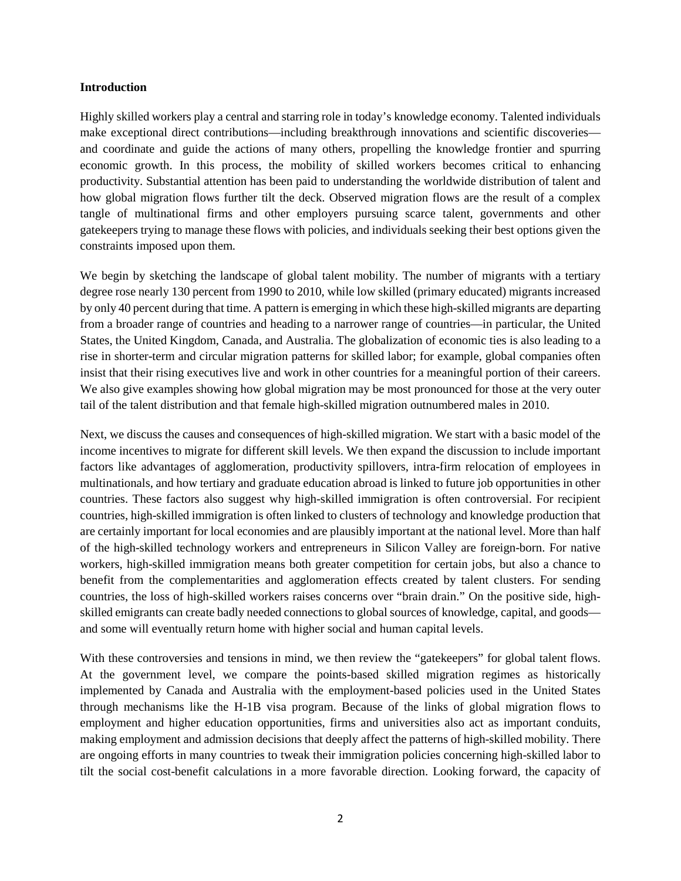**Introduction**

Highly skilled workers play a central and starring role in today's knowledge economy. Talented individuals make exceptional direct contributions—including breakthrough innovations and scientific discoveries—and coordinate and guide the actions of many others, propelling the knowledge frontier and spurring economic growth. In this process, the mobility of skilled workers becomes critical to enhancing productivity. Substantial attention has been paid to understanding the worldwide distribution of talent and how global migration flows further tilt the deck. Observed migration flows are the result of a complex tangle of multinational firms and other employers pursuing scarce talent, governments and other gatekeepers trying to manage these flows with policies, and individuals seeking their best options given the constraints imposed upon them.

We begin by sketching the landscape of global talent mobility. The number of migrants with a tertiary degree rose nearly 130 percent from 1990 to 2010, while low skilled (primary educated) migrants increased by only 40 percent during that time. A pattern is emerging in which these high-skilled migrants are departing from a broader range of countries and heading to a narrower range of countries—in particular, the United States, the United Kingdom, Canada, and Australia. The globalization of economic ties is also leading to a rise in shorter-term and circular migration patterns for skilled labor; for example, global companies often insist that their rising executives live and work in other countries for a meaningful portion of their careers. We also give examples showing how global migration may be most pronounced for those at the very outer tail of the talent distribution and that female high-skilled migration outnumbered males in 2010.

Next, we discuss the causes and consequences of high-skilled migration. We start with a basic model of the income incentives to migrate for different skill levels. We then expand the discussion to include important factors like advantages of agglomeration, productivity spillovers, intra-firm relocation of employees in multinationals, and how tertiary and graduate education abroad is linked to future job opportunities in other countries. These factors also suggest why high-skilled immigration is often controversial. For recipient countries, high-skilled immigration is often linked to clusters of technology and knowledge production that are certainly important for local economies and are plausibly important at the national level. More than half of the high-skilled technology workers and entrepreneurs in Silicon Valley are foreign-born. For native workers, high-skilled immigration means both greater competition for certain jobs, but also a chance to benefit from the complementarities and agglomeration effects created by talent clusters. For sending countries, the loss of high-skilled workers raises concerns over "brain drain." On the positive side, high-skilled emigrants can create badly needed connections to global sources of knowledge, capital, and goods—and some will eventually return home with higher social and human capital levels.

With these controversies and tensions in mind, we then review the "gatekeepers" for global talent flows. At the government level, we compare the points-based skilled migration regimes as historically implemented by Canada and Australia with the employment-based policies used in the United States through mechanisms like the H-1B visa program. Because of the links of global migration flows to employment and higher education opportunities, firms and universities also act as important conduits, making employment and admission decisions that deeply affect the patterns of high-skilled mobility. There are ongoing efforts in many countries to tweak their immigration policies concerning high-skilled labor to tilt the social cost-benefit calculations in a more favorable direction. Looking forward, the capacity of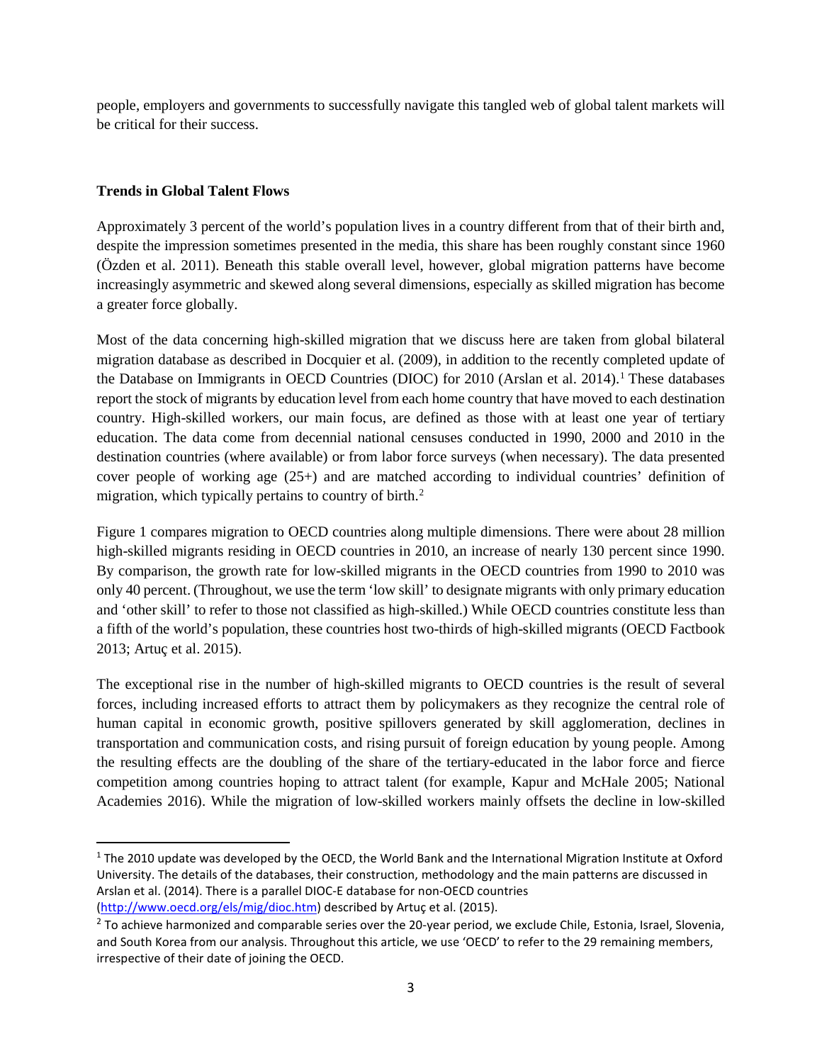people, employers and governments to successfully navigate this tangled web of global talent markets will be critical for their success.

**Trends in Global Talent Flows**

Approximately 3 percent of the world's population lives in a country different from that of their birth and, despite the impression sometimes presented in the media, this share has been roughly constant since 1960 (Özden et al. 2011). Beneath this stable overall level, however, global migration patterns have become increasingly asymmetric and skewed along several dimensions, especially as skilled migration has become a greater force globally.

Most of the data concerning high-skilled migration that we discuss here are taken from global bilateral migration database as described in Docquier et al. (2009), in addition to the recently completed update of the Database on Immigrants in OECD Countries (DIOC) for 2010 (Arslan et al. 2014).[1] These databases report the stock of migrants by education level from each home country that have moved to each destination country. High-skilled workers, our main focus, are defined as those with at least one year of tertiary education. The data come from decennial national censuses conducted in 1990, 2000 and 2010 in the destination countries (where available) or from labor force surveys (when necessary). The data presented cover people of working age (25+) and are matched according to individual countries' definition of migration, which typically pertains to country of birth.[2]

Figure 1 compares migration to OECD countries along multiple dimensions. There were about 28 million high-skilled migrants residing in OECD countries in 2010, an increase of nearly 130 percent since 1990. By comparison, the growth rate for low-skilled migrants in the OECD countries from 1990 to 2010 was only 40 percent. (Throughout, we use the term 'low skill' to designate migrants with only primary education and 'other skill' to refer to those not classified as high-skilled.) While OECD countries constitute less than a fifth of the world's population, these countries host two-thirds of high-skilled migrants (OECD Factbook 2013; Artuç et al. 2015).

The exceptional rise in the number of high-skilled migrants to OECD countries is the result of several forces, including increased efforts to attract them by policymakers as they recognize the central role of human capital in economic growth, positive spillovers generated by skill agglomeration, declines in transportation and communication costs, and rising pursuit of foreign education by young people. Among the resulting effects are the doubling of the share of the tertiary-educated in the labor force and fierce competition among countries hoping to attract talent (for example, Kapur and McHale 2005; National Academies 2016). While the migration of low-skilled workers mainly offsets the decline in low-skilled

[1] The 2010 update was developed by the OECD, the World Bank and the International Migration Institute at Oxford University. The details of the databases, their construction, methodology and the main patterns are discussed in Arslan et al. (2014). There is a parallel DIOC-E database for non-OECD countries (http://www.oecd.org/els/mig/dioc.htm) described by Artuç et al. (2015).

[2] To achieve harmonized and comparable series over the 20-year period, we exclude Chile, Estonia, Israel, Slovenia, and South Korea from our analysis. Throughout this article, we use 'OECD' to refer to the 29 remaining members, irrespective of their date of joining the OECD.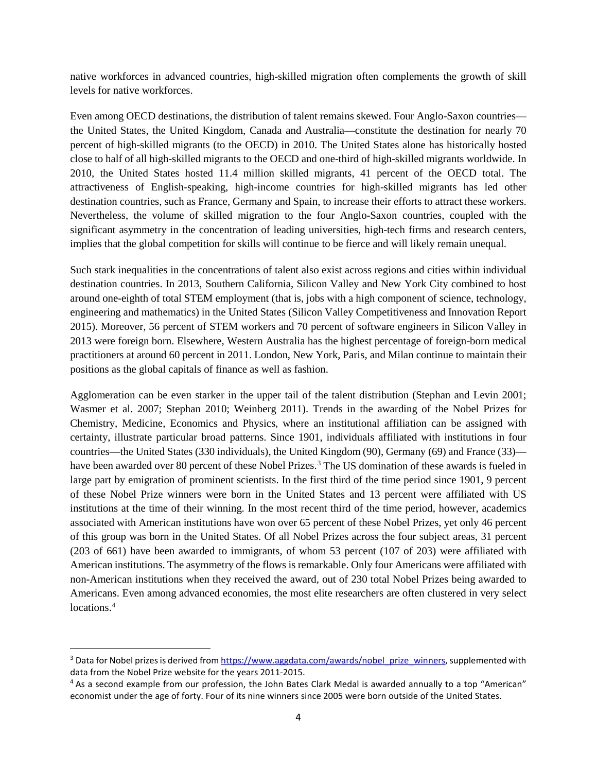native workforces in advanced countries, high-skilled migration often complements the growth of skill levels for native workforces.

Even among OECD destinations, the distribution of talent remains skewed. Four Anglo-Saxon countries—the United States, the United Kingdom, Canada and Australia—constitute the destination for nearly 70 percent of high-skilled migrants (to the OECD) in 2010. The United States alone has historically hosted close to half of all high-skilled migrants to the OECD and one-third of high-skilled migrants worldwide. In 2010, the United States hosted 11.4 million skilled migrants, 41 percent of the OECD total. The attractiveness of English-speaking, high-income countries for high-skilled migrants has led other destination countries, such as France, Germany and Spain, to increase their efforts to attract these workers. Nevertheless, the volume of skilled migration to the four Anglo-Saxon countries, coupled with the significant asymmetry in the concentration of leading universities, high-tech firms and research centers, implies that the global competition for skills will continue to be fierce and will likely remain unequal.

Such stark inequalities in the concentrations of talent also exist across regions and cities within individual destination countries. In 2013, Southern California, Silicon Valley and New York City combined to host around one-eighth of total STEM employment (that is, jobs with a high component of science, technology, engineering and mathematics) in the United States (Silicon Valley Competitiveness and Innovation Report 2015). Moreover, 56 percent of STEM workers and 70 percent of software engineers in Silicon Valley in 2013 were foreign born. Elsewhere, Western Australia has the highest percentage of foreign-born medical practitioners at around 60 percent in 2011. London, New York, Paris, and Milan continue to maintain their positions as the global capitals of finance as well as fashion.

Agglomeration can be even starker in the upper tail of the talent distribution (Stephan and Levin 2001; Wasmer et al. 2007; Stephan 2010; Weinberg 2011). Trends in the awarding of the Nobel Prizes for Chemistry, Medicine, Economics and Physics, where an institutional affiliation can be assigned with certainty, illustrate particular broad patterns. Since 1901, individuals affiliated with institutions in four countries—the United States (330 individuals), the United Kingdom (90), Germany (69) and France (33)—have been awarded over 80 percent of these Nobel Prizes.[3] The US domination of these awards is fueled in large part by emigration of prominent scientists. In the first third of the time period since 1901, 9 percent of these Nobel Prize winners were born in the United States and 13 percent were affiliated with US institutions at the time of their winning. In the most recent third of the time period, however, academics associated with American institutions have won over 65 percent of these Nobel Prizes, yet only 46 percent of this group was born in the United States. Of all Nobel Prizes across the four subject areas, 31 percent (203 of 661) have been awarded to immigrants, of whom 53 percent (107 of 203) were affiliated with American institutions. The asymmetry of the flows is remarkable. Only four Americans were affiliated with non-American institutions when they received the award, out of 230 total Nobel Prizes being awarded to Americans. Even among advanced economies, the most elite researchers are often clustered in very select locations.[4]

---

[3] Data for Nobel prizes is derived from https://www.aggdata.com/awards/nobel_prize_winners, supplemented with data from the Nobel Prize website for the years 2011-2015.

[4] As a second example from our profession, the John Bates Clark Medal is awarded annually to a top "American" economist under the age of forty. Four of its nine winners since 2005 were born outside of the United States.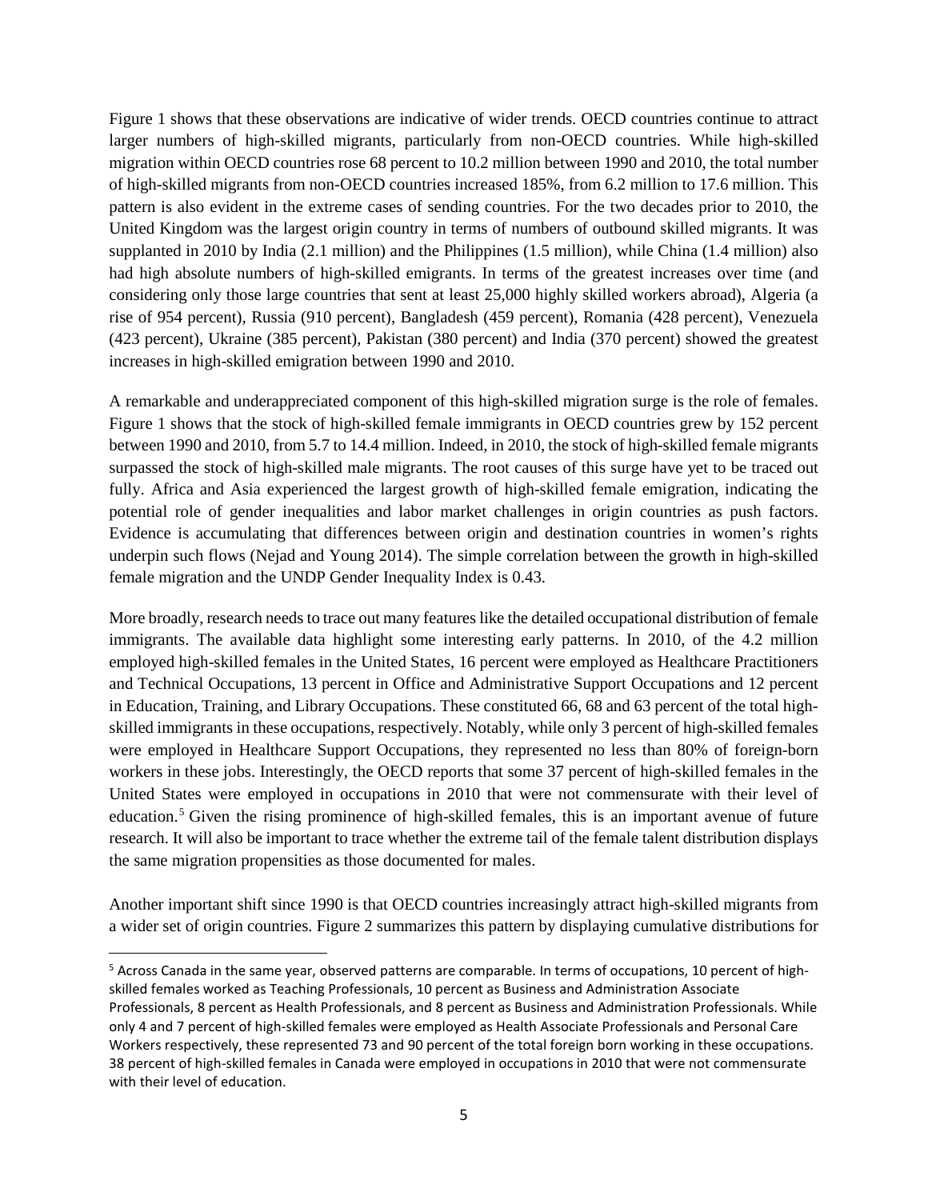Figure 1 shows that these observations are indicative of wider trends. OECD countries continue to attract larger numbers of high-skilled migrants, particularly from non-OECD countries. While high-skilled migration within OECD countries rose 68 percent to 10.2 million between 1990 and 2010, the total number of high-skilled migrants from non-OECD countries increased 185%, from 6.2 million to 17.6 million. This pattern is also evident in the extreme cases of sending countries. For the two decades prior to 2010, the United Kingdom was the largest origin country in terms of numbers of outbound skilled migrants. It was supplanted in 2010 by India (2.1 million) and the Philippines (1.5 million), while China (1.4 million) also had high absolute numbers of high-skilled emigrants. In terms of the greatest increases over time (and considering only those large countries that sent at least 25,000 highly skilled workers abroad), Algeria (a rise of 954 percent), Russia (910 percent), Bangladesh (459 percent), Romania (428 percent), Venezuela (423 percent), Ukraine (385 percent), Pakistan (380 percent) and India (370 percent) showed the greatest increases in high-skilled emigration between 1990 and 2010.

A remarkable and underappreciated component of this high-skilled migration surge is the role of females. Figure 1 shows that the stock of high-skilled female immigrants in OECD countries grew by 152 percent between 1990 and 2010, from 5.7 to 14.4 million. Indeed, in 2010, the stock of high-skilled female migrants surpassed the stock of high-skilled male migrants. The root causes of this surge have yet to be traced out fully. Africa and Asia experienced the largest growth of high-skilled female emigration, indicating the potential role of gender inequalities and labor market challenges in origin countries as push factors. Evidence is accumulating that differences between origin and destination countries in women's rights underpin such flows (Nejad and Young 2014). The simple correlation between the growth in high-skilled female migration and the UNDP Gender Inequality Index is 0.43.

More broadly, research needs to trace out many features like the detailed occupational distribution of female immigrants. The available data highlight some interesting early patterns. In 2010, of the 4.2 million employed high-skilled females in the United States, 16 percent were employed as Healthcare Practitioners and Technical Occupations, 13 percent in Office and Administrative Support Occupations and 12 percent in Education, Training, and Library Occupations. These constituted 66, 68 and 63 percent of the total high-skilled immigrants in these occupations, respectively. Notably, while only 3 percent of high-skilled females were employed in Healthcare Support Occupations, they represented no less than 80% of foreign-born workers in these jobs. Interestingly, the OECD reports that some 37 percent of high-skilled females in the United States were employed in occupations in 2010 that were not commensurate with their level of education.[5] Given the rising prominence of high-skilled females, this is an important avenue of future research. It will also be important to trace whether the extreme tail of the female talent distribution displays the same migration propensities as those documented for males.

Another important shift since 1990 is that OECD countries increasingly attract high-skilled migrants from a wider set of origin countries. Figure 2 summarizes this pattern by displaying cumulative distributions for

[5] Across Canada in the same year, observed patterns are comparable. In terms of occupations, 10 percent of high-skilled females worked as Teaching Professionals, 10 percent as Business and Administration Associate Professionals, 8 percent as Health Professionals, and 8 percent as Business and Administration Professionals. While only 4 and 7 percent of high-skilled females were employed as Health Associate Professionals and Personal Care Workers respectively, these represented 73 and 90 percent of the total foreign born working in these occupations. 38 percent of high-skilled females in Canada were employed in occupations in 2010 that were not commensurate with their level of education.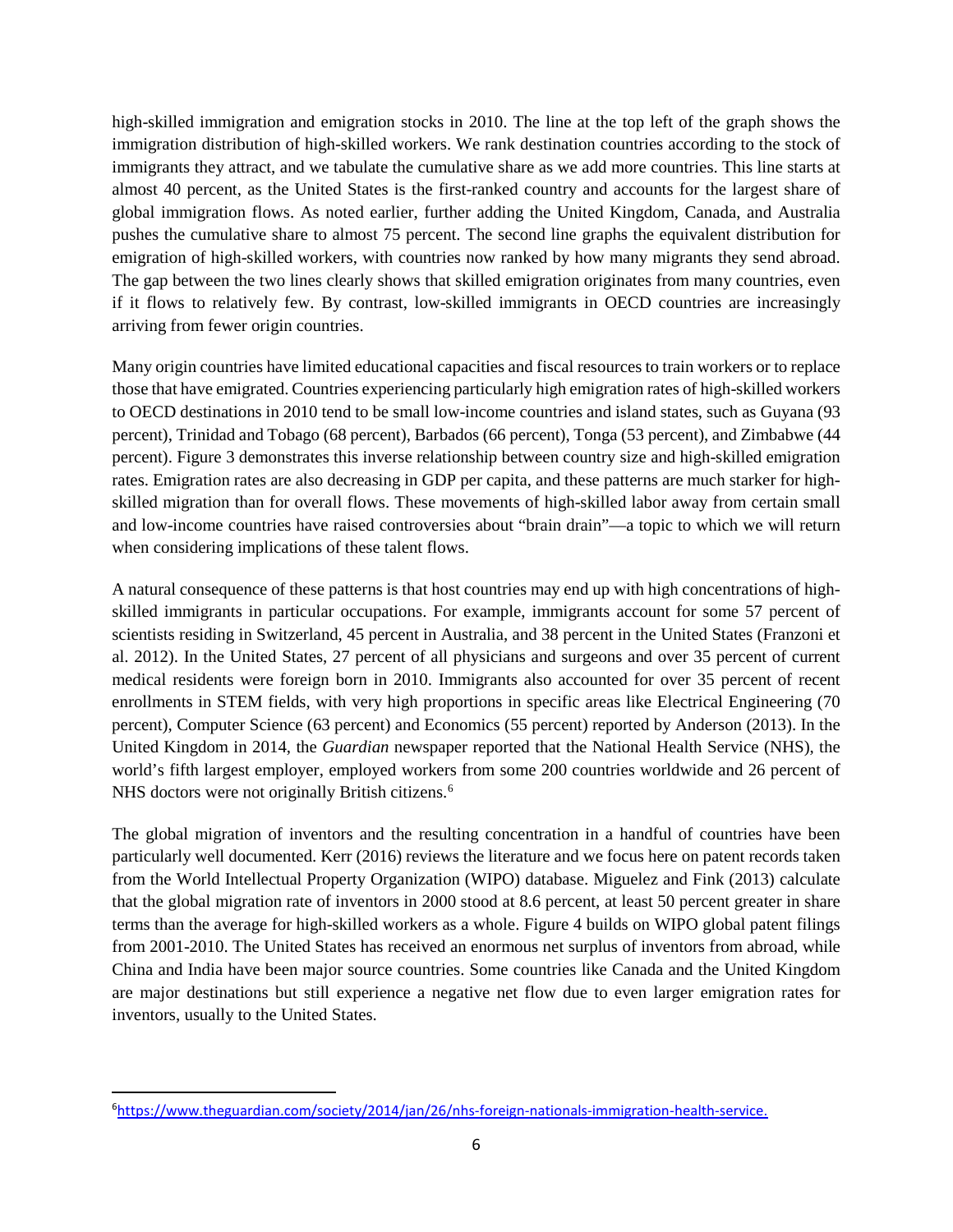high-skilled immigration and emigration stocks in 2010. The line at the top left of the graph shows the immigration distribution of high-skilled workers. We rank destination countries according to the stock of immigrants they attract, and we tabulate the cumulative share as we add more countries. This line starts at almost 40 percent, as the United States is the first-ranked country and accounts for the largest share of global immigration flows. As noted earlier, further adding the United Kingdom, Canada, and Australia pushes the cumulative share to almost 75 percent. The second line graphs the equivalent distribution for emigration of high-skilled workers, with countries now ranked by how many migrants they send abroad. The gap between the two lines clearly shows that skilled emigration originates from many countries, even if it flows to relatively few. By contrast, low-skilled immigrants in OECD countries are increasingly arriving from fewer origin countries.

Many origin countries have limited educational capacities and fiscal resources to train workers or to replace those that have emigrated. Countries experiencing particularly high emigration rates of high-skilled workers to OECD destinations in 2010 tend to be small low-income countries and island states, such as Guyana (93 percent), Trinidad and Tobago (68 percent), Barbados (66 percent), Tonga (53 percent), and Zimbabwe (44 percent). Figure 3 demonstrates this inverse relationship between country size and high-skilled emigration rates. Emigration rates are also decreasing in GDP per capita, and these patterns are much starker for high-skilled migration than for overall flows. These movements of high-skilled labor away from certain small and low-income countries have raised controversies about "brain drain"—a topic to which we will return when considering implications of these talent flows.

A natural consequence of these patterns is that host countries may end up with high concentrations of high-skilled immigrants in particular occupations. For example, immigrants account for some 57 percent of scientists residing in Switzerland, 45 percent in Australia, and 38 percent in the United States (Franzoni et al. 2012). In the United States, 27 percent of all physicians and surgeons and over 35 percent of current medical residents were foreign born in 2010. Immigrants also accounted for over 35 percent of recent enrollments in STEM fields, with very high proportions in specific areas like Electrical Engineering (70 percent), Computer Science (63 percent) and Economics (55 percent) reported by Anderson (2013). In the United Kingdom in 2014, the *Guardian* newspaper reported that the National Health Service (NHS), the world's fifth largest employer, employed workers from some 200 countries worldwide and 26 percent of NHS doctors were not originally British citizens.[6]

The global migration of inventors and the resulting concentration in a handful of countries have been particularly well documented. Kerr (2016) reviews the literature and we focus here on patent records taken from the World Intellectual Property Organization (WIPO) database. Miguelez and Fink (2013) calculate that the global migration rate of inventors in 2000 stood at 8.6 percent, at least 50 percent greater in share terms than the average for high-skilled workers as a whole. Figure 4 builds on WIPO global patent filings from 2001-2010. The United States has received an enormous net surplus of inventors from abroad, while China and India have been major source countries. Some countries like Canada and the United Kingdom are major destinations but still experience a negative net flow due to even larger emigration rates for inventors, usually to the United States.

[6] https://www.theguardian.com/society/2014/jan/26/nhs-foreign-nationals-immigration-health-service.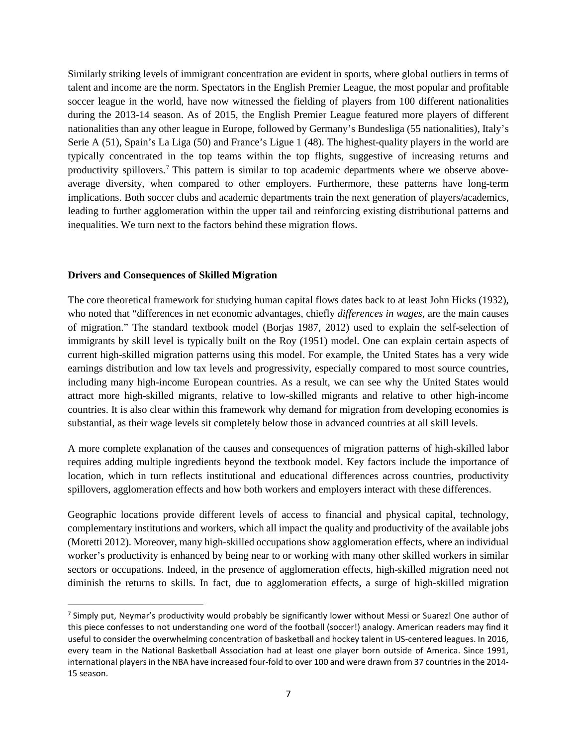Similarly striking levels of immigrant concentration are evident in sports, where global outliers in terms of talent and income are the norm. Spectators in the English Premier League, the most popular and profitable soccer league in the world, have now witnessed the fielding of players from 100 different nationalities during the 2013-14 season. As of 2015, the English Premier League featured more players of different nationalities than any other league in Europe, followed by Germany's Bundesliga (55 nationalities), Italy's Serie A (51), Spain's La Liga (50) and France's Ligue 1 (48). The highest-quality players in the world are typically concentrated in the top teams within the top flights, suggestive of increasing returns and productivity spillovers.[7] This pattern is similar to top academic departments where we observe above-average diversity, when compared to other employers. Furthermore, these patterns have long-term implications. Both soccer clubs and academic departments train the next generation of players/academics, leading to further agglomeration within the upper tail and reinforcing existing distributional patterns and inequalities. We turn next to the factors behind these migration flows.

**Drivers and Consequences of Skilled Migration**

The core theoretical framework for studying human capital flows dates back to at least John Hicks (1932), who noted that "differences in net economic advantages, chiefly *differences in wages*, are the main causes of migration." The standard textbook model (Borjas 1987, 2012) used to explain the self-selection of immigrants by skill level is typically built on the Roy (1951) model. One can explain certain aspects of current high-skilled migration patterns using this model. For example, the United States has a very wide earnings distribution and low tax levels and progressivity, especially compared to most source countries, including many high-income European countries. As a result, we can see why the United States would attract more high-skilled migrants, relative to low-skilled migrants and relative to other high-income countries. It is also clear within this framework why demand for migration from developing economies is substantial, as their wage levels sit completely below those in advanced countries at all skill levels.

A more complete explanation of the causes and consequences of migration patterns of high-skilled labor requires adding multiple ingredients beyond the textbook model. Key factors include the importance of location, which in turn reflects institutional and educational differences across countries, productivity spillovers, agglomeration effects and how both workers and employers interact with these differences.

Geographic locations provide different levels of access to financial and physical capital, technology, complementary institutions and workers, which all impact the quality and productivity of the available jobs (Moretti 2012). Moreover, many high-skilled occupations show agglomeration effects, where an individual worker's productivity is enhanced by being near to or working with many other skilled workers in similar sectors or occupations. Indeed, in the presence of agglomeration effects, high-skilled migration need not diminish the returns to skills. In fact, due to agglomeration effects, a surge of high-skilled migration

[7] Simply put, Neymar's productivity would probably be significantly lower without Messi or Suarez! One author of this piece confesses to not understanding one word of the football (soccer!) analogy. American readers may find it useful to consider the overwhelming concentration of basketball and hockey talent in US-centered leagues. In 2016, every team in the National Basketball Association had at least one player born outside of America. Since 1991, international players in the NBA have increased four-fold to over 100 and were drawn from 37 countries in the 2014-15 season.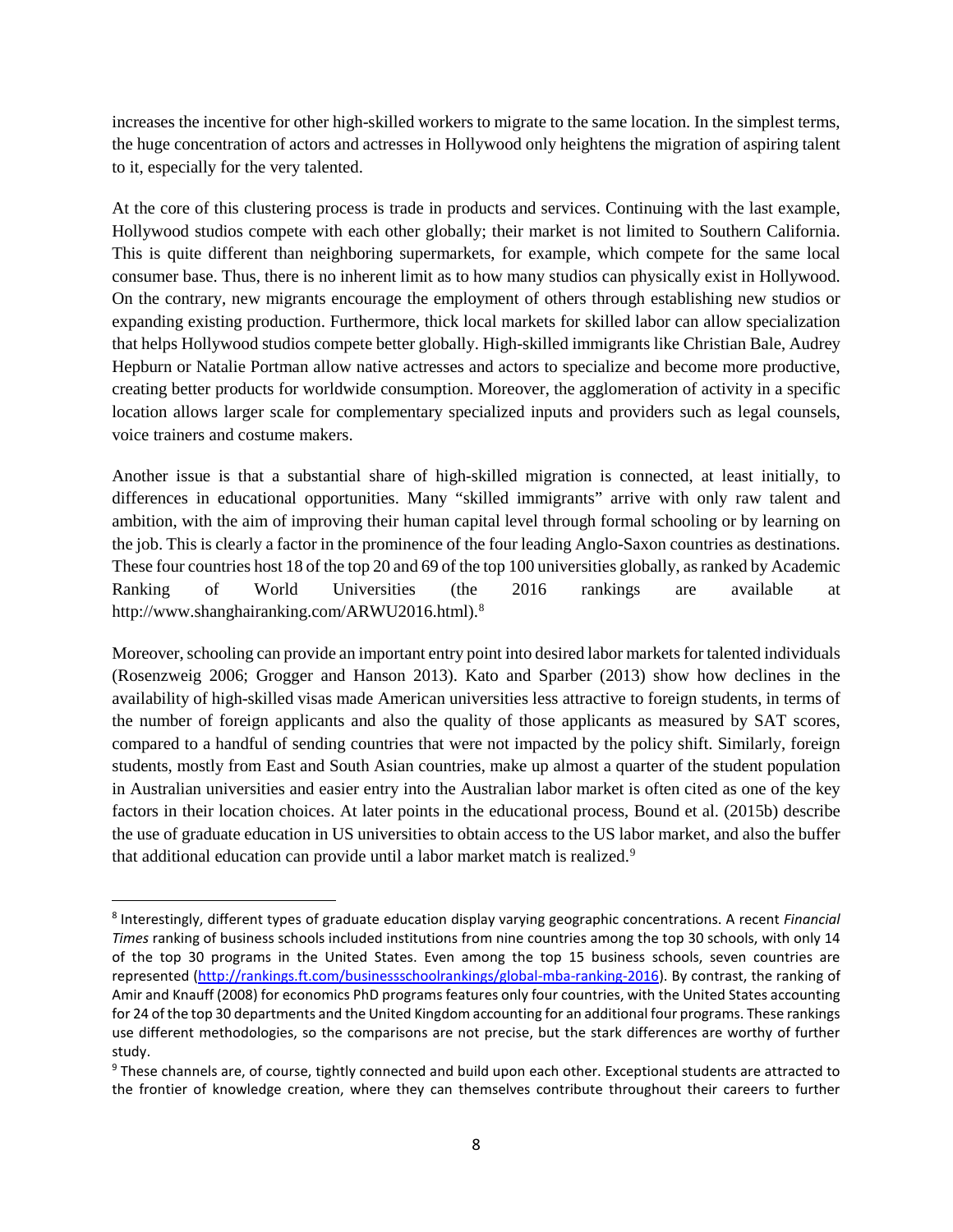increases the incentive for other high-skilled workers to migrate to the same location. In the simplest terms, the huge concentration of actors and actresses in Hollywood only heightens the migration of aspiring talent to it, especially for the very talented.

At the core of this clustering process is trade in products and services. Continuing with the last example, Hollywood studios compete with each other globally; their market is not limited to Southern California. This is quite different than neighboring supermarkets, for example, which compete for the same local consumer base. Thus, there is no inherent limit as to how many studios can physically exist in Hollywood. On the contrary, new migrants encourage the employment of others through establishing new studios or expanding existing production. Furthermore, thick local markets for skilled labor can allow specialization that helps Hollywood studios compete better globally. High-skilled immigrants like Christian Bale, Audrey Hepburn or Natalie Portman allow native actresses and actors to specialize and become more productive, creating better products for worldwide consumption. Moreover, the agglomeration of activity in a specific location allows larger scale for complementary specialized inputs and providers such as legal counsels, voice trainers and costume makers.

Another issue is that a substantial share of high-skilled migration is connected, at least initially, to differences in educational opportunities. Many "skilled immigrants" arrive with only raw talent and ambition, with the aim of improving their human capital level through formal schooling or by learning on the job. This is clearly a factor in the prominence of the four leading Anglo-Saxon countries as destinations. These four countries host 18 of the top 20 and 69 of the top 100 universities globally, as ranked by Academic Ranking of World Universities (the 2016 rankings are available at http://www.shanghairanking.com/ARWU2016.html).[8]

Moreover, schooling can provide an important entry point into desired labor markets for talented individuals (Rosenzweig 2006; Grogger and Hanson 2013). Kato and Sparber (2013) show how declines in the availability of high-skilled visas made American universities less attractive to foreign students, in terms of the number of foreign applicants and also the quality of those applicants as measured by SAT scores, compared to a handful of sending countries that were not impacted by the policy shift. Similarly, foreign students, mostly from East and South Asian countries, make up almost a quarter of the student population in Australian universities and easier entry into the Australian labor market is often cited as one of the key factors in their location choices. At later points in the educational process, Bound et al. (2015b) describe the use of graduate education in US universities to obtain access to the US labor market, and also the buffer that additional education can provide until a labor market match is realized.[9]

---

[8] Interestingly, different types of graduate education display varying geographic concentrations. A recent *Financial Times* ranking of business schools included institutions from nine countries among the top 30 schools, with only 14 of the top 30 programs in the United States. Even among the top 15 business schools, seven countries are represented (http://rankings.ft.com/businessschoolrankings/global-mba-ranking-2016). By contrast, the ranking of Amir and Knauff (2008) for economics PhD programs features only four countries, with the United States accounting for 24 of the top 30 departments and the United Kingdom accounting for an additional four programs. These rankings use different methodologies, so the comparisons are not precise, but the stark differences are worthy of further study.

[9] These channels are, of course, tightly connected and build upon each other. Exceptional students are attracted to the frontier of knowledge creation, where they can themselves contribute throughout their careers to further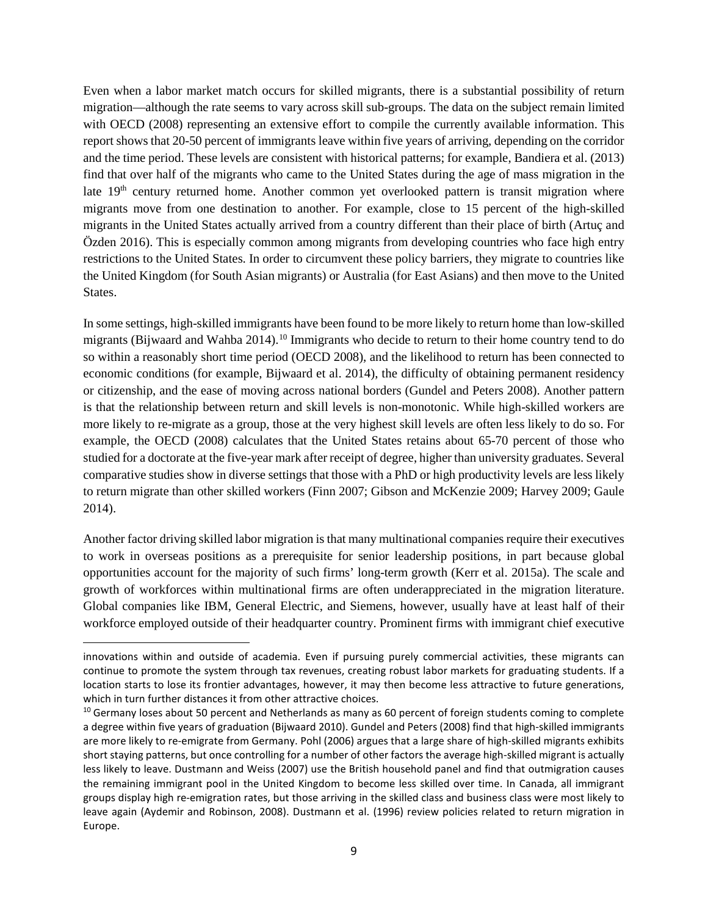Even when a labor market match occurs for skilled migrants, there is a substantial possibility of return migration—although the rate seems to vary across skill sub-groups. The data on the subject remain limited with OECD (2008) representing an extensive effort to compile the currently available information. This report shows that 20-50 percent of immigrants leave within five years of arriving, depending on the corridor and the time period. These levels are consistent with historical patterns; for example, Bandiera et al. (2013) find that over half of the migrants who came to the United States during the age of mass migration in the late 19th century returned home. Another common yet overlooked pattern is transit migration where migrants move from one destination to another. For example, close to 15 percent of the high-skilled migrants in the United States actually arrived from a country different than their place of birth (Artuç and Özden 2016). This is especially common among migrants from developing countries who face high entry restrictions to the United States. In order to circumvent these policy barriers, they migrate to countries like the United Kingdom (for South Asian migrants) or Australia (for East Asians) and then move to the United States.

In some settings, high-skilled immigrants have been found to be more likely to return home than low-skilled migrants (Bijwaard and Wahba 2014).[10] Immigrants who decide to return to their home country tend to do so within a reasonably short time period (OECD 2008), and the likelihood to return has been connected to economic conditions (for example, Bijwaard et al. 2014), the difficulty of obtaining permanent residency or citizenship, and the ease of moving across national borders (Gundel and Peters 2008). Another pattern is that the relationship between return and skill levels is non-monotonic. While high-skilled workers are more likely to re-migrate as a group, those at the very highest skill levels are often less likely to do so. For example, the OECD (2008) calculates that the United States retains about 65-70 percent of those who studied for a doctorate at the five-year mark after receipt of degree, higher than university graduates. Several comparative studies show in diverse settings that those with a PhD or high productivity levels are less likely to return migrate than other skilled workers (Finn 2007; Gibson and McKenzie 2009; Harvey 2009; Gaule 2014).

Another factor driving skilled labor migration is that many multinational companies require their executives to work in overseas positions as a prerequisite for senior leadership positions, in part because global opportunities account for the majority of such firms' long-term growth (Kerr et al. 2015a). The scale and growth of workforces within multinational firms are often underappreciated in the migration literature. Global companies like IBM, General Electric, and Siemens, however, usually have at least half of their workforce employed outside of their headquarter country. Prominent firms with immigrant chief executive

---

innovations within and outside of academia. Even if pursuing purely commercial activities, these migrants can continue to promote the system through tax revenues, creating robust labor markets for graduating students. If a location starts to lose its frontier advantages, however, it may then become less attractive to future generations, which in turn further distances it from other attractive choices.

[10] Germany loses about 50 percent and Netherlands as many as 60 percent of foreign students coming to complete a degree within five years of graduation (Bijwaard 2010). Gundel and Peters (2008) find that high-skilled immigrants are more likely to re-emigrate from Germany. Pohl (2006) argues that a large share of high-skilled migrants exhibits short staying patterns, but once controlling for a number of other factors the average high-skilled migrant is actually less likely to leave. Dustmann and Weiss (2007) use the British household panel and find that outmigration causes the remaining immigrant pool in the United Kingdom to become less skilled over time. In Canada, all immigrant groups display high re-emigration rates, but those arriving in the skilled class and business class were most likely to leave again (Aydemir and Robinson, 2008). Dustmann et al. (1996) review policies related to return migration in Europe.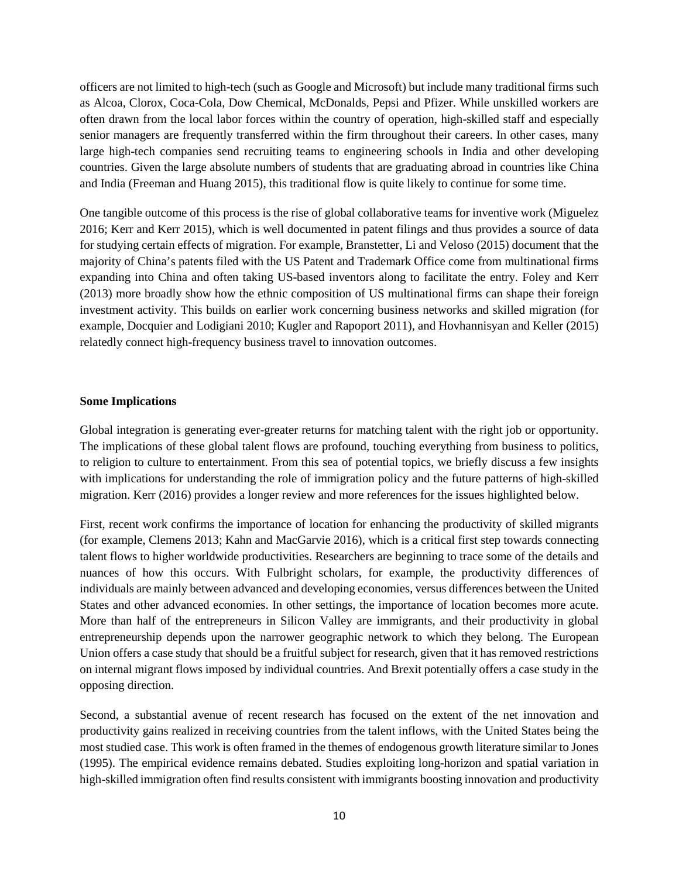officers are not limited to high-tech (such as Google and Microsoft) but include many traditional firms such as Alcoa, Clorox, Coca-Cola, Dow Chemical, McDonalds, Pepsi and Pfizer. While unskilled workers are often drawn from the local labor forces within the country of operation, high-skilled staff and especially senior managers are frequently transferred within the firm throughout their careers. In other cases, many large high-tech companies send recruiting teams to engineering schools in India and other developing countries. Given the large absolute numbers of students that are graduating abroad in countries like China and India (Freeman and Huang 2015), this traditional flow is quite likely to continue for some time.

One tangible outcome of this process is the rise of global collaborative teams for inventive work (Miguelez 2016; Kerr and Kerr 2015), which is well documented in patent filings and thus provides a source of data for studying certain effects of migration. For example, Branstetter, Li and Veloso (2015) document that the majority of China's patents filed with the US Patent and Trademark Office come from multinational firms expanding into China and often taking US-based inventors along to facilitate the entry. Foley and Kerr (2013) more broadly show how the ethnic composition of US multinational firms can shape their foreign investment activity. This builds on earlier work concerning business networks and skilled migration (for example, Docquier and Lodigiani 2010; Kugler and Rapoport 2011), and Hovhannisyan and Keller (2015) relatedly connect high-frequency business travel to innovation outcomes.

**Some Implications**

Global integration is generating ever-greater returns for matching talent with the right job or opportunity. The implications of these global talent flows are profound, touching everything from business to politics, to religion to culture to entertainment. From this sea of potential topics, we briefly discuss a few insights with implications for understanding the role of immigration policy and the future patterns of high-skilled migration. Kerr (2016) provides a longer review and more references for the issues highlighted below.

First, recent work confirms the importance of location for enhancing the productivity of skilled migrants (for example, Clemens 2013; Kahn and MacGarvie 2016), which is a critical first step towards connecting talent flows to higher worldwide productivities. Researchers are beginning to trace some of the details and nuances of how this occurs. With Fulbright scholars, for example, the productivity differences of individuals are mainly between advanced and developing economies, versus differences between the United States and other advanced economies. In other settings, the importance of location becomes more acute. More than half of the entrepreneurs in Silicon Valley are immigrants, and their productivity in global entrepreneurship depends upon the narrower geographic network to which they belong. The European Union offers a case study that should be a fruitful subject for research, given that it has removed restrictions on internal migrant flows imposed by individual countries. And Brexit potentially offers a case study in the opposing direction.

Second, a substantial avenue of recent research has focused on the extent of the net innovation and productivity gains realized in receiving countries from the talent inflows, with the United States being the most studied case. This work is often framed in the themes of endogenous growth literature similar to Jones (1995). The empirical evidence remains debated. Studies exploiting long-horizon and spatial variation in high-skilled immigration often find results consistent with immigrants boosting innovation and productivity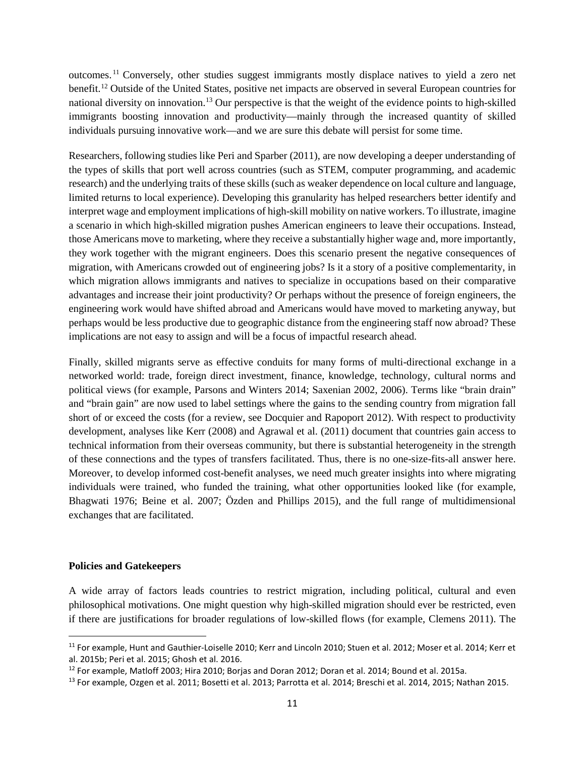outcomes.[11] Conversely, other studies suggest immigrants mostly displace natives to yield a zero net benefit.[12] Outside of the United States, positive net impacts are observed in several European countries for national diversity on innovation.[13] Our perspective is that the weight of the evidence points to high-skilled immigrants boosting innovation and productivity—mainly through the increased quantity of skilled individuals pursuing innovative work—and we are sure this debate will persist for some time.

Researchers, following studies like Peri and Sparber (2011), are now developing a deeper understanding of the types of skills that port well across countries (such as STEM, computer programming, and academic research) and the underlying traits of these skills (such as weaker dependence on local culture and language, limited returns to local experience). Developing this granularity has helped researchers better identify and interpret wage and employment implications of high-skill mobility on native workers. To illustrate, imagine a scenario in which high-skilled migration pushes American engineers to leave their occupations. Instead, those Americans move to marketing, where they receive a substantially higher wage and, more importantly, they work together with the migrant engineers. Does this scenario present the negative consequences of migration, with Americans crowded out of engineering jobs? Is it a story of a positive complementarity, in which migration allows immigrants and natives to specialize in occupations based on their comparative advantages and increase their joint productivity? Or perhaps without the presence of foreign engineers, the engineering work would have shifted abroad and Americans would have moved to marketing anyway, but perhaps would be less productive due to geographic distance from the engineering staff now abroad? These implications are not easy to assign and will be a focus of impactful research ahead.

Finally, skilled migrants serve as effective conduits for many forms of multi-directional exchange in a networked world: trade, foreign direct investment, finance, knowledge, technology, cultural norms and political views (for example, Parsons and Winters 2014; Saxenian 2002, 2006). Terms like "brain drain" and "brain gain" are now used to label settings where the gains to the sending country from migration fall short of or exceed the costs (for a review, see Docquier and Rapoport 2012). With respect to productivity development, analyses like Kerr (2008) and Agrawal et al. (2011) document that countries gain access to technical information from their overseas community, but there is substantial heterogeneity in the strength of these connections and the types of transfers facilitated. Thus, there is no one-size-fits-all answer here. Moreover, to develop informed cost-benefit analyses, we need much greater insights into where migrating individuals were trained, who funded the training, what other opportunities looked like (for example, Bhagwati 1976; Beine et al. 2007; Özden and Phillips 2015), and the full range of multidimensional exchanges that are facilitated.

**Policies and Gatekeepers**

A wide array of factors leads countries to restrict migration, including political, cultural and even philosophical motivations. One might question why high-skilled migration should ever be restricted, even if there are justifications for broader regulations of low-skilled flows (for example, Clemens 2011). The

[11] For example, Hunt and Gauthier-Loiselle 2010; Kerr and Lincoln 2010; Stuen et al. 2012; Moser et al. 2014; Kerr et al. 2015b; Peri et al. 2015; Ghosh et al. 2016.

[12] For example, Matloff 2003; Hira 2010; Borjas and Doran 2012; Doran et al. 2014; Bound et al. 2015a.

[13] For example, Ozgen et al. 2011; Bosetti et al. 2013; Parrotta et al. 2014; Breschi et al. 2014, 2015; Nathan 2015.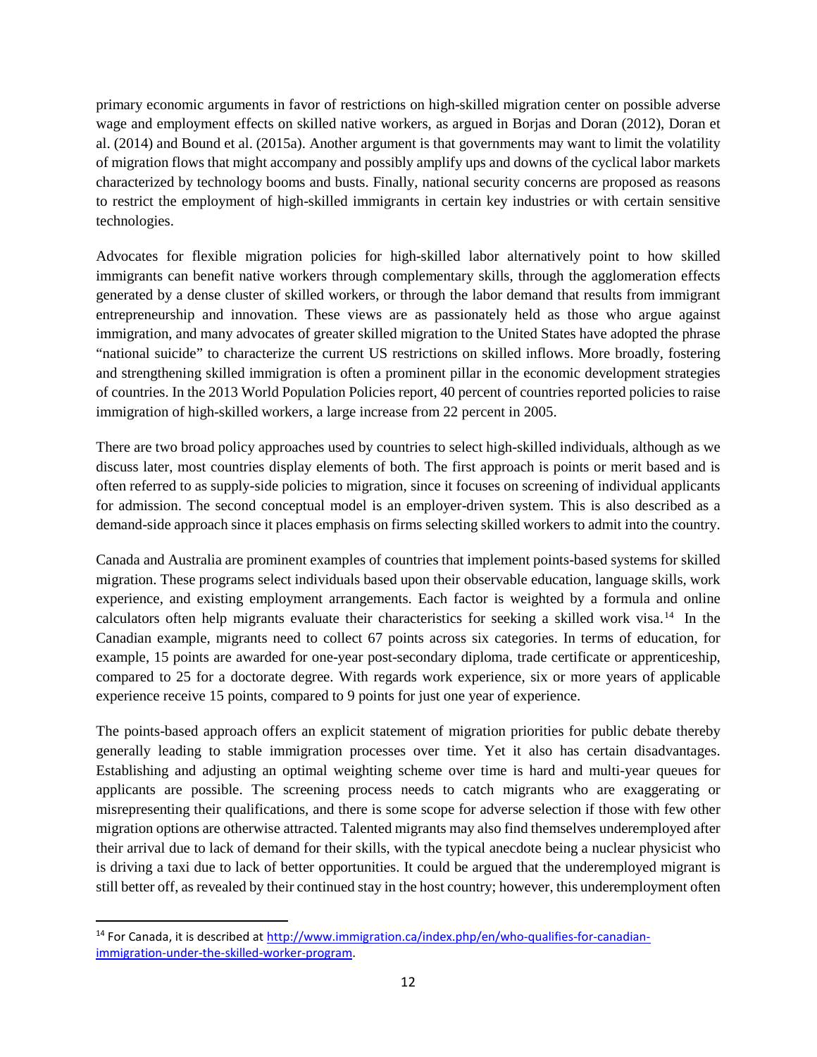primary economic arguments in favor of restrictions on high-skilled migration center on possible adverse wage and employment effects on skilled native workers, as argued in Borjas and Doran (2012), Doran et al. (2014) and Bound et al. (2015a). Another argument is that governments may want to limit the volatility of migration flows that might accompany and possibly amplify ups and downs of the cyclical labor markets characterized by technology booms and busts. Finally, national security concerns are proposed as reasons to restrict the employment of high-skilled immigrants in certain key industries or with certain sensitive technologies.

Advocates for flexible migration policies for high-skilled labor alternatively point to how skilled immigrants can benefit native workers through complementary skills, through the agglomeration effects generated by a dense cluster of skilled workers, or through the labor demand that results from immigrant entrepreneurship and innovation. These views are as passionately held as those who argue against immigration, and many advocates of greater skilled migration to the United States have adopted the phrase "national suicide" to characterize the current US restrictions on skilled inflows. More broadly, fostering and strengthening skilled immigration is often a prominent pillar in the economic development strategies of countries. In the 2013 World Population Policies report, 40 percent of countries reported policies to raise immigration of high-skilled workers, a large increase from 22 percent in 2005.

There are two broad policy approaches used by countries to select high-skilled individuals, although as we discuss later, most countries display elements of both. The first approach is points or merit based and is often referred to as supply-side policies to migration, since it focuses on screening of individual applicants for admission. The second conceptual model is an employer-driven system. This is also described as a demand-side approach since it places emphasis on firms selecting skilled workers to admit into the country.

Canada and Australia are prominent examples of countries that implement points-based systems for skilled migration. These programs select individuals based upon their observable education, language skills, work experience, and existing employment arrangements. Each factor is weighted by a formula and online calculators often help migrants evaluate their characteristics for seeking a skilled work visa.[14] In the Canadian example, migrants need to collect 67 points across six categories. In terms of education, for example, 15 points are awarded for one-year post-secondary diploma, trade certificate or apprenticeship, compared to 25 for a doctorate degree. With regards work experience, six or more years of applicable experience receive 15 points, compared to 9 points for just one year of experience.

The points-based approach offers an explicit statement of migration priorities for public debate thereby generally leading to stable immigration processes over time. Yet it also has certain disadvantages. Establishing and adjusting an optimal weighting scheme over time is hard and multi-year queues for applicants are possible. The screening process needs to catch migrants who are exaggerating or misrepresenting their qualifications, and there is some scope for adverse selection if those with few other migration options are otherwise attracted. Talented migrants may also find themselves underemployed after their arrival due to lack of demand for their skills, with the typical anecdote being a nuclear physicist who is driving a taxi due to lack of better opportunities. It could be argued that the underemployed migrant is still better off, as revealed by their continued stay in the host country; however, this underemployment often

[14] For Canada, it is described at http://www.immigration.ca/index.php/en/who-qualifies-for-canadian-immigration-under-the-skilled-worker-program.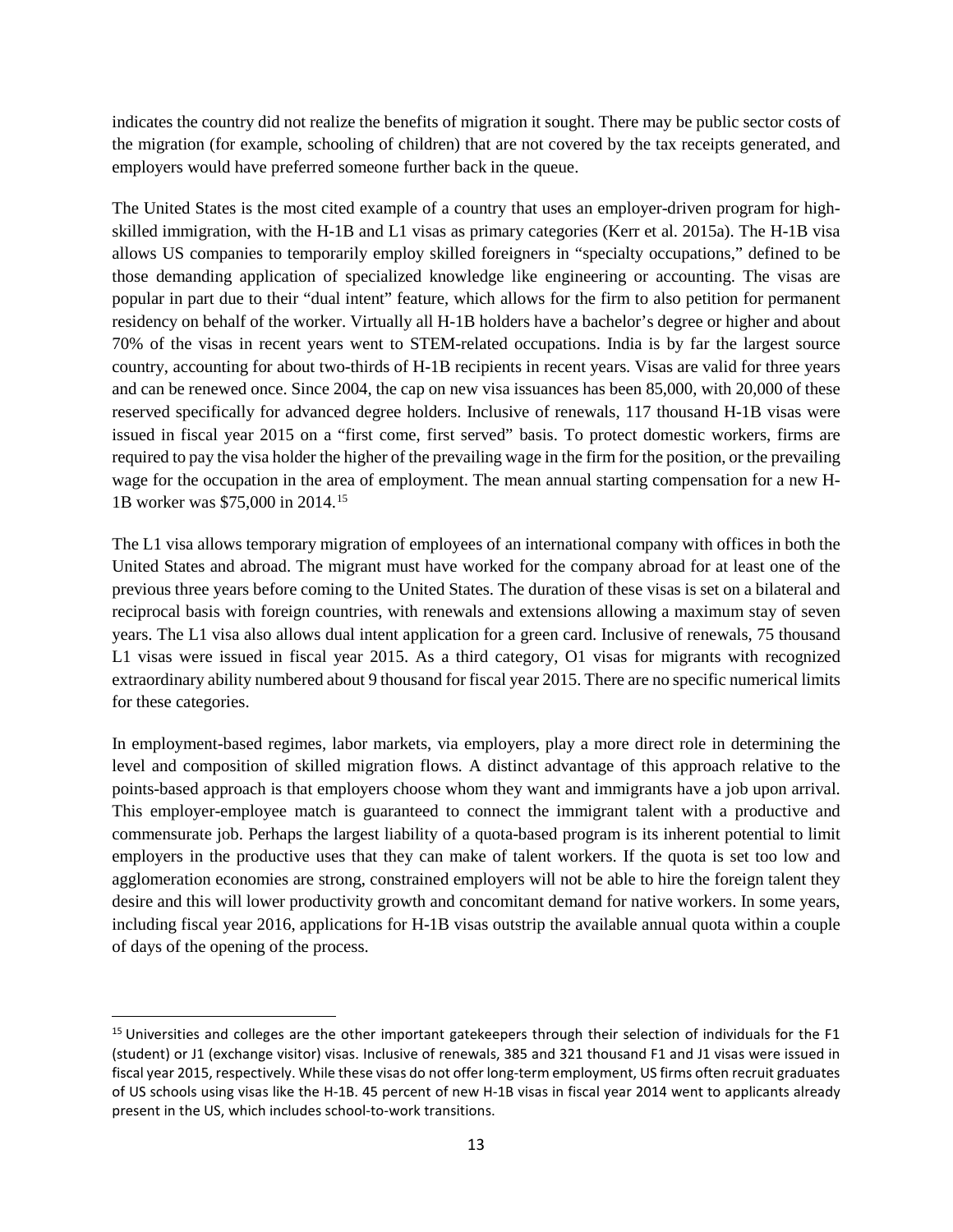indicates the country did not realize the benefits of migration it sought. There may be public sector costs of the migration (for example, schooling of children) that are not covered by the tax receipts generated, and employers would have preferred someone further back in the queue.

The United States is the most cited example of a country that uses an employer-driven program for high-skilled immigration, with the H-1B and L1 visas as primary categories (Kerr et al. 2015a). The H-1B visa allows US companies to temporarily employ skilled foreigners in "specialty occupations," defined to be those demanding application of specialized knowledge like engineering or accounting. The visas are popular in part due to their "dual intent" feature, which allows for the firm to also petition for permanent residency on behalf of the worker. Virtually all H-1B holders have a bachelor's degree or higher and about 70% of the visas in recent years went to STEM-related occupations. India is by far the largest source country, accounting for about two-thirds of H-1B recipients in recent years. Visas are valid for three years and can be renewed once. Since 2004, the cap on new visa issuances has been 85,000, with 20,000 of these reserved specifically for advanced degree holders. Inclusive of renewals, 117 thousand H-1B visas were issued in fiscal year 2015 on a "first come, first served" basis. To protect domestic workers, firms are required to pay the visa holder the higher of the prevailing wage in the firm for the position, or the prevailing wage for the occupation in the area of employment. The mean annual starting compensation for a new H-1B worker was $75,000 in 2014.[15]

The L1 visa allows temporary migration of employees of an international company with offices in both the United States and abroad. The migrant must have worked for the company abroad for at least one of the previous three years before coming to the United States. The duration of these visas is set on a bilateral and reciprocal basis with foreign countries, with renewals and extensions allowing a maximum stay of seven years. The L1 visa also allows dual intent application for a green card. Inclusive of renewals, 75 thousand L1 visas were issued in fiscal year 2015. As a third category, O1 visas for migrants with recognized extraordinary ability numbered about 9 thousand for fiscal year 2015. There are no specific numerical limits for these categories.

In employment-based regimes, labor markets, via employers, play a more direct role in determining the level and composition of skilled migration flows. A distinct advantage of this approach relative to the points-based approach is that employers choose whom they want and immigrants have a job upon arrival. This employer-employee match is guaranteed to connect the immigrant talent with a productive and commensurate job. Perhaps the largest liability of a quota-based program is its inherent potential to limit employers in the productive uses that they can make of talent workers. If the quota is set too low and agglomeration economies are strong, constrained employers will not be able to hire the foreign talent they desire and this will lower productivity growth and concomitant demand for native workers. In some years, including fiscal year 2016, applications for H-1B visas outstrip the available annual quota within a couple of days of the opening of the process.

[15] Universities and colleges are the other important gatekeepers through their selection of individuals for the F1 (student) or J1 (exchange visitor) visas. Inclusive of renewals, 385 and 321 thousand F1 and J1 visas were issued in fiscal year 2015, respectively. While these visas do not offer long-term employment, US firms often recruit graduates of US schools using visas like the H-1B. 45 percent of new H-1B visas in fiscal year 2014 went to applicants already present in the US, which includes school-to-work transitions.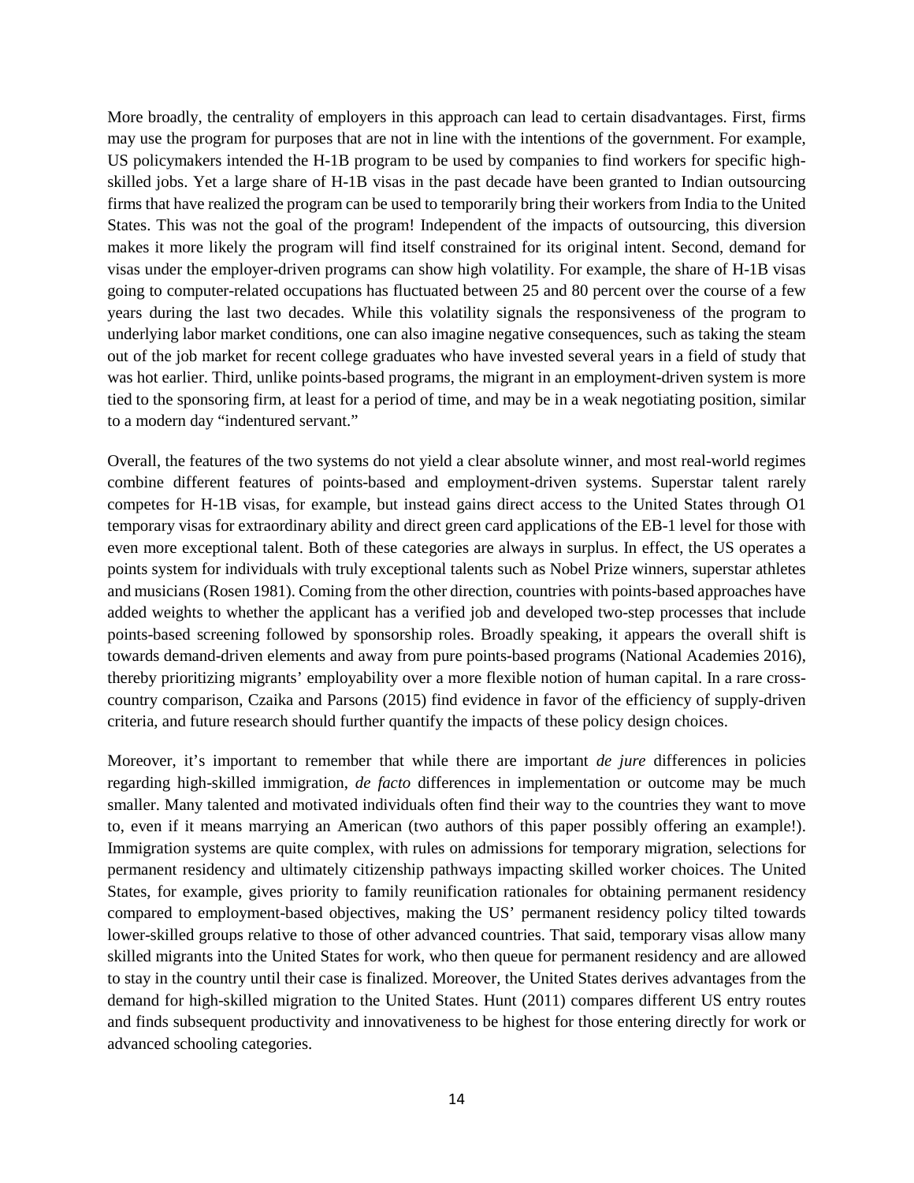More broadly, the centrality of employers in this approach can lead to certain disadvantages. First, firms may use the program for purposes that are not in line with the intentions of the government. For example, US policymakers intended the H-1B program to be used by companies to find workers for specific high-skilled jobs. Yet a large share of H-1B visas in the past decade have been granted to Indian outsourcing firms that have realized the program can be used to temporarily bring their workers from India to the United States. This was not the goal of the program! Independent of the impacts of outsourcing, this diversion makes it more likely the program will find itself constrained for its original intent. Second, demand for visas under the employer-driven programs can show high volatility. For example, the share of H-1B visas going to computer-related occupations has fluctuated between 25 and 80 percent over the course of a few years during the last two decades. While this volatility signals the responsiveness of the program to underlying labor market conditions, one can also imagine negative consequences, such as taking the steam out of the job market for recent college graduates who have invested several years in a field of study that was hot earlier. Third, unlike points-based programs, the migrant in an employment-driven system is more tied to the sponsoring firm, at least for a period of time, and may be in a weak negotiating position, similar to a modern day "indentured servant."

Overall, the features of the two systems do not yield a clear absolute winner, and most real-world regimes combine different features of points-based and employment-driven systems. Superstar talent rarely competes for H-1B visas, for example, but instead gains direct access to the United States through O1 temporary visas for extraordinary ability and direct green card applications of the EB-1 level for those with even more exceptional talent. Both of these categories are always in surplus. In effect, the US operates a points system for individuals with truly exceptional talents such as Nobel Prize winners, superstar athletes and musicians (Rosen 1981). Coming from the other direction, countries with points-based approaches have added weights to whether the applicant has a verified job and developed two-step processes that include points-based screening followed by sponsorship roles. Broadly speaking, it appears the overall shift is towards demand-driven elements and away from pure points-based programs (National Academies 2016), thereby prioritizing migrants' employability over a more flexible notion of human capital. In a rare cross-country comparison, Czaika and Parsons (2015) find evidence in favor of the efficiency of supply-driven criteria, and future research should further quantify the impacts of these policy design choices.

Moreover, it's important to remember that while there are important *de jure* differences in policies regarding high-skilled immigration, *de facto* differences in implementation or outcome may be much smaller. Many talented and motivated individuals often find their way to the countries they want to move to, even if it means marrying an American (two authors of this paper possibly offering an example!). Immigration systems are quite complex, with rules on admissions for temporary migration, selections for permanent residency and ultimately citizenship pathways impacting skilled worker choices. The United States, for example, gives priority to family reunification rationales for obtaining permanent residency compared to employment-based objectives, making the US' permanent residency policy tilted towards lower-skilled groups relative to those of other advanced countries. That said, temporary visas allow many skilled migrants into the United States for work, who then queue for permanent residency and are allowed to stay in the country until their case is finalized. Moreover, the United States derives advantages from the demand for high-skilled migration to the United States. Hunt (2011) compares different US entry routes and finds subsequent productivity and innovativeness to be highest for those entering directly for work or advanced schooling categories.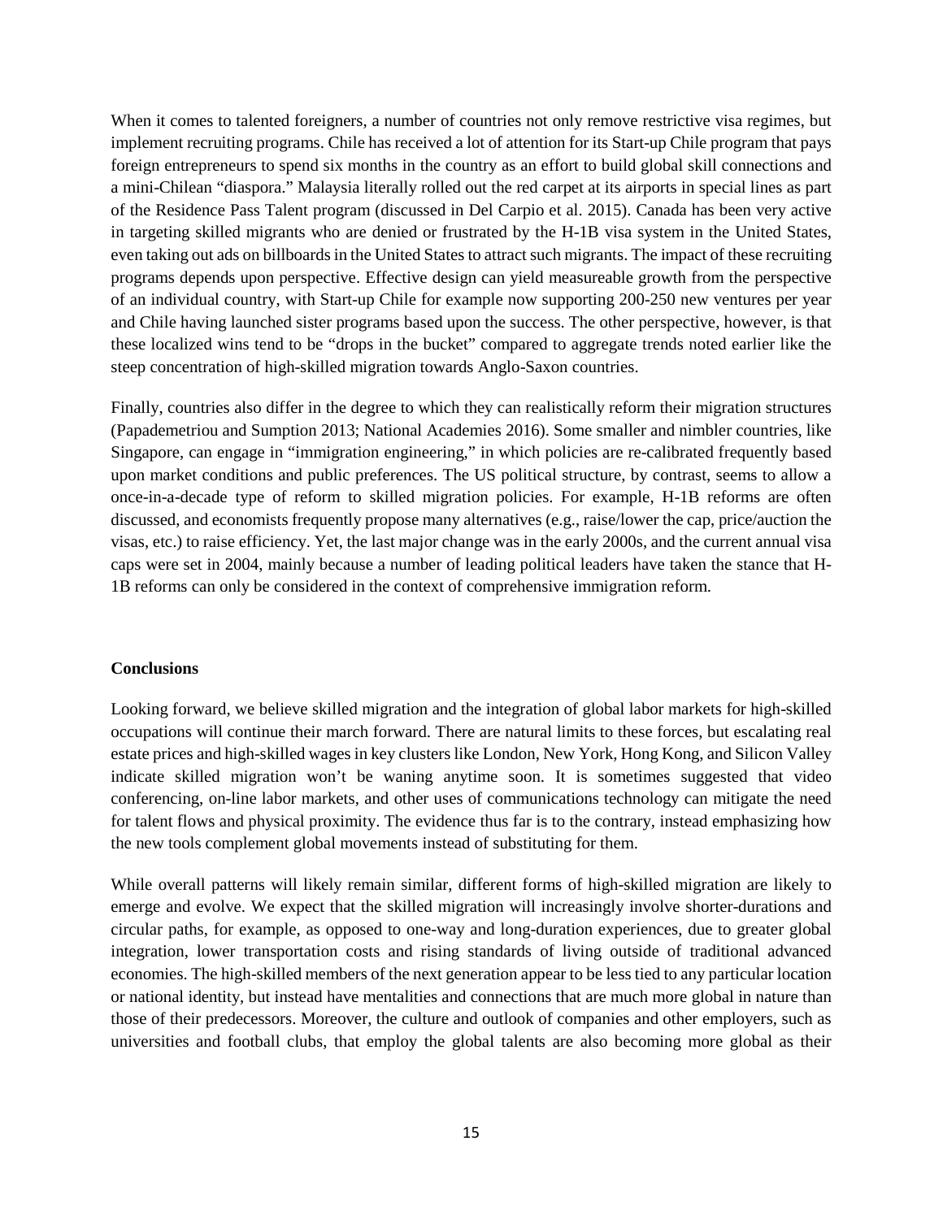When it comes to talented foreigners, a number of countries not only remove restrictive visa regimes, but implement recruiting programs. Chile has received a lot of attention for its Start-up Chile program that pays foreign entrepreneurs to spend six months in the country as an effort to build global skill connections and a mini-Chilean "diaspora." Malaysia literally rolled out the red carpet at its airports in special lines as part of the Residence Pass Talent program (discussed in Del Carpio et al. 2015). Canada has been very active in targeting skilled migrants who are denied or frustrated by the H-1B visa system in the United States, even taking out ads on billboards in the United States to attract such migrants. The impact of these recruiting programs depends upon perspective. Effective design can yield measureable growth from the perspective of an individual country, with Start-up Chile for example now supporting 200-250 new ventures per year and Chile having launched sister programs based upon the success. The other perspective, however, is that these localized wins tend to be "drops in the bucket" compared to aggregate trends noted earlier like the steep concentration of high-skilled migration towards Anglo-Saxon countries.

Finally, countries also differ in the degree to which they can realistically reform their migration structures (Papademetriou and Sumption 2013; National Academies 2016). Some smaller and nimbler countries, like Singapore, can engage in "immigration engineering," in which policies are re-calibrated frequently based upon market conditions and public preferences. The US political structure, by contrast, seems to allow a once-in-a-decade type of reform to skilled migration policies. For example, H-1B reforms are often discussed, and economists frequently propose many alternatives (e.g., raise/lower the cap, price/auction the visas, etc.) to raise efficiency. Yet, the last major change was in the early 2000s, and the current annual visa caps were set in 2004, mainly because a number of leading political leaders have taken the stance that H-1B reforms can only be considered in the context of comprehensive immigration reform.

**Conclusions**

Looking forward, we believe skilled migration and the integration of global labor markets for high-skilled occupations will continue their march forward. There are natural limits to these forces, but escalating real estate prices and high-skilled wages in key clusters like London, New York, Hong Kong, and Silicon Valley indicate skilled migration won't be waning anytime soon. It is sometimes suggested that video conferencing, on-line labor markets, and other uses of communications technology can mitigate the need for talent flows and physical proximity. The evidence thus far is to the contrary, instead emphasizing how the new tools complement global movements instead of substituting for them.

While overall patterns will likely remain similar, different forms of high-skilled migration are likely to emerge and evolve. We expect that the skilled migration will increasingly involve shorter-durations and circular paths, for example, as opposed to one-way and long-duration experiences, due to greater global integration, lower transportation costs and rising standards of living outside of traditional advanced economies. The high-skilled members of the next generation appear to be less tied to any particular location or national identity, but instead have mentalities and connections that are much more global in nature than those of their predecessors. Moreover, the culture and outlook of companies and other employers, such as universities and football clubs, that employ the global talents are also becoming more global as their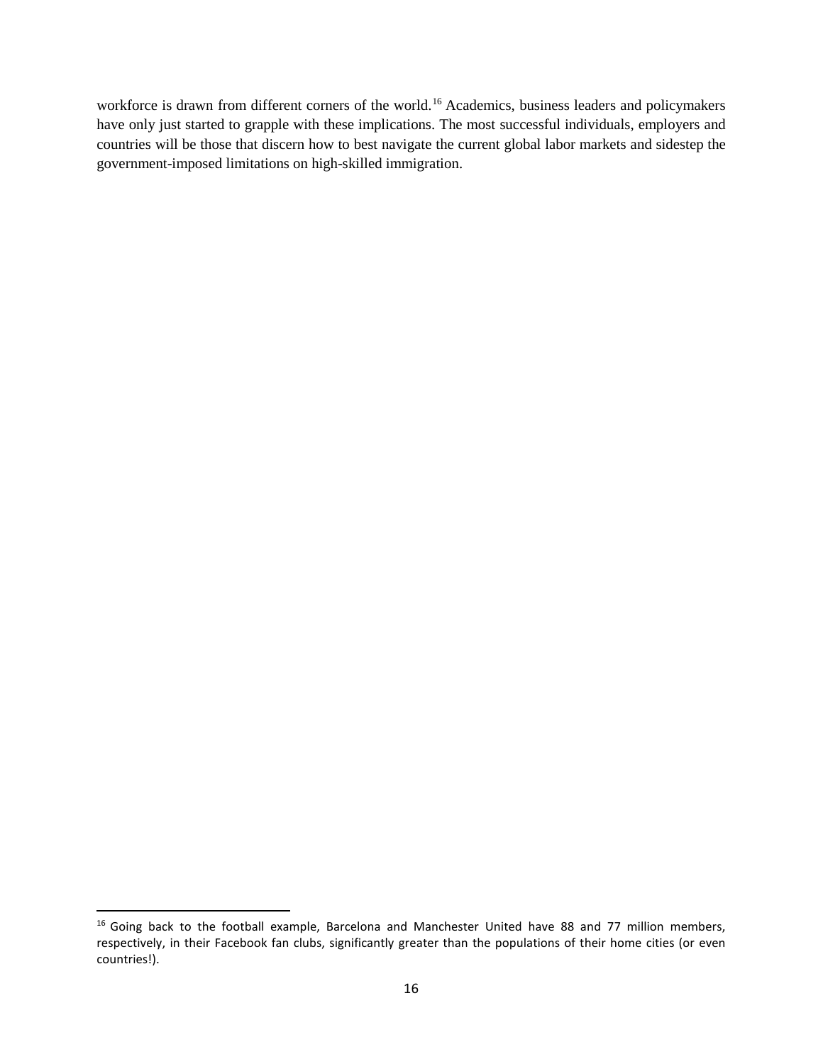workforce is drawn from different corners of the world.[16] Academics, business leaders and policymakers have only just started to grapple with these implications. The most successful individuals, employers and countries will be those that discern how to best navigate the current global labor markets and sidestep the government-imposed limitations on high-skilled immigration.

[16] Going back to the football example, Barcelona and Manchester United have 88 and 77 million members, respectively, in their Facebook fan clubs, significantly greater than the populations of their home cities (or even countries!).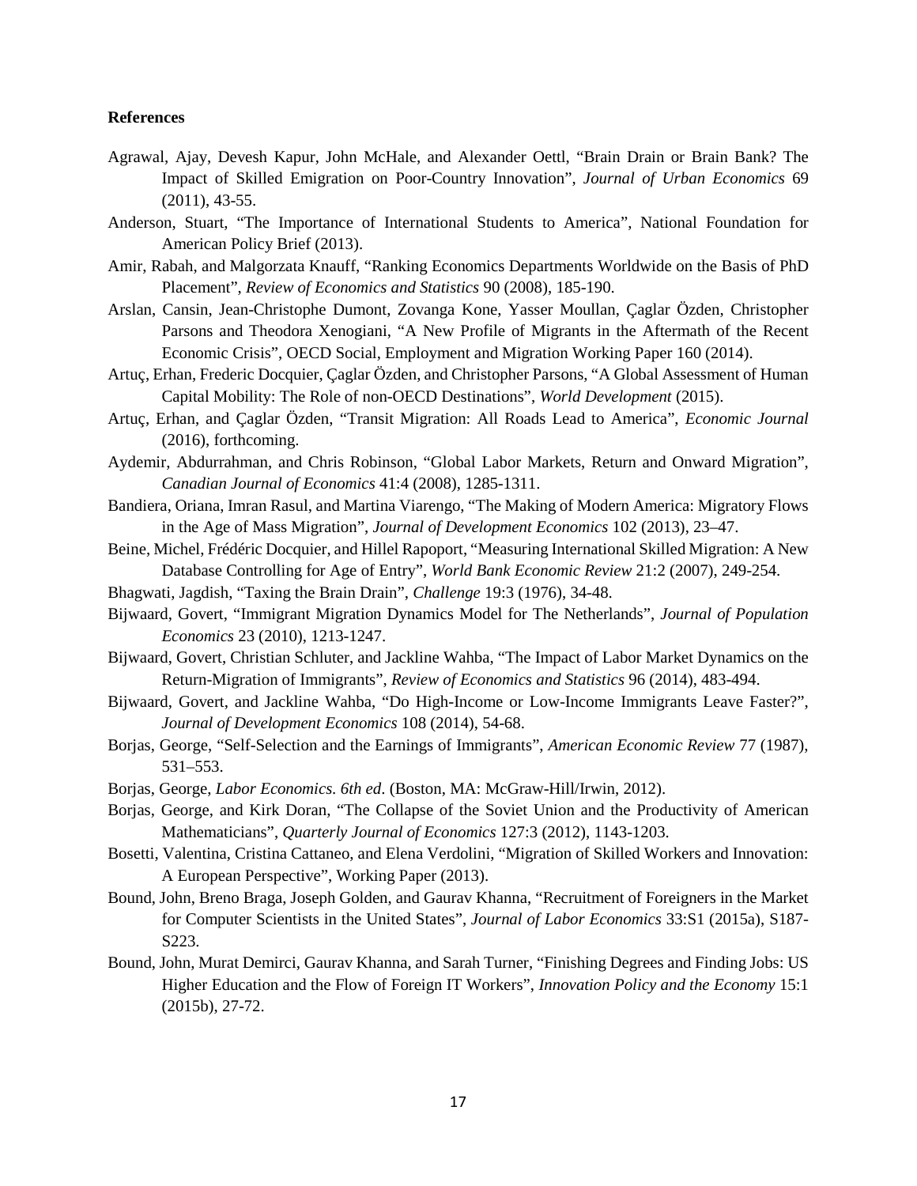**References**

Agrawal, Ajay, Devesh Kapur, John McHale, and Alexander Oettl, "Brain Drain or Brain Bank? The Impact of Skilled Emigration on Poor-Country Innovation", *Journal of Urban Economics* 69 (2011), 43-55.

Anderson, Stuart, "The Importance of International Students to America", National Foundation for American Policy Brief (2013).

Amir, Rabah, and Malgorzata Knauff, "Ranking Economics Departments Worldwide on the Basis of PhD Placement", *Review of Economics and Statistics* 90 (2008), 185-190.

Arslan, Cansin, Jean-Christophe Dumont, Zovanga Kone, Yasser Moullan, Çaglar Özden, Christopher Parsons and Theodora Xenogiani, "A New Profile of Migrants in the Aftermath of the Recent Economic Crisis", OECD Social, Employment and Migration Working Paper 160 (2014).

Artuç, Erhan, Frederic Docquier, Çaglar Özden, and Christopher Parsons, "A Global Assessment of Human Capital Mobility: The Role of non-OECD Destinations", *World Development* (2015).

Artuç, Erhan, and Çaglar Özden, "Transit Migration: All Roads Lead to America", *Economic Journal* (2016), forthcoming.

Aydemir, Abdurrahman, and Chris Robinson, "Global Labor Markets, Return and Onward Migration", *Canadian Journal of Economics* 41:4 (2008), 1285-1311.

Bandiera, Oriana, Imran Rasul, and Martina Viarengo, "The Making of Modern America: Migratory Flows in the Age of Mass Migration", *Journal of Development Economics* 102 (2013), 23–47.

Beine, Michel, Frédéric Docquier, and Hillel Rapoport, "Measuring International Skilled Migration: A New Database Controlling for Age of Entry", *World Bank Economic Review* 21:2 (2007), 249-254.

Bhagwati, Jagdish, "Taxing the Brain Drain", *Challenge* 19:3 (1976), 34-48.

Bijwaard, Govert, "Immigrant Migration Dynamics Model for The Netherlands", *Journal of Population Economics* 23 (2010), 1213-1247.

Bijwaard, Govert, Christian Schluter, and Jackline Wahba, "The Impact of Labor Market Dynamics on the Return-Migration of Immigrants", *Review of Economics and Statistics* 96 (2014), 483-494.

Bijwaard, Govert, and Jackline Wahba, "Do High-Income or Low-Income Immigrants Leave Faster?", *Journal of Development Economics* 108 (2014), 54-68.

Borjas, George, "Self-Selection and the Earnings of Immigrants", *American Economic Review* 77 (1987), 531–553.

Borjas, George, *Labor Economics. 6th ed*. (Boston, MA: McGraw-Hill/Irwin, 2012).

Borjas, George, and Kirk Doran, "The Collapse of the Soviet Union and the Productivity of American Mathematicians", *Quarterly Journal of Economics* 127:3 (2012), 1143-1203.

Bosetti, Valentina, Cristina Cattaneo, and Elena Verdolini, "Migration of Skilled Workers and Innovation: A European Perspective", Working Paper (2013).

Bound, John, Breno Braga, Joseph Golden, and Gaurav Khanna, "Recruitment of Foreigners in the Market for Computer Scientists in the United States", *Journal of Labor Economics* 33:S1 (2015a), S187-S223.

Bound, John, Murat Demirci, Gaurav Khanna, and Sarah Turner, "Finishing Degrees and Finding Jobs: US Higher Education and the Flow of Foreign IT Workers", *Innovation Policy and the Economy* 15:1 (2015b), 27-72.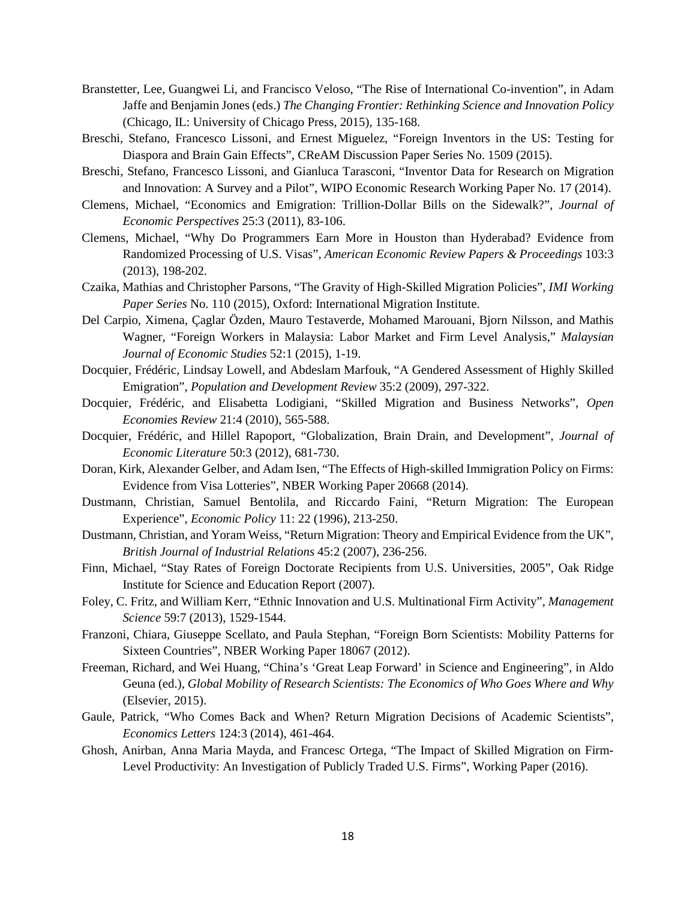Branstetter, Lee, Guangwei Li, and Francisco Veloso, "The Rise of International Co-invention", in Adam Jaffe and Benjamin Jones (eds.) *The Changing Frontier: Rethinking Science and Innovation Policy* (Chicago, IL: University of Chicago Press, 2015), 135-168.

Breschi, Stefano, Francesco Lissoni, and Ernest Miguelez, "Foreign Inventors in the US: Testing for Diaspora and Brain Gain Effects", CReAM Discussion Paper Series No. 1509 (2015).

Breschi, Stefano, Francesco Lissoni, and Gianluca Tarasconi, "Inventor Data for Research on Migration and Innovation: A Survey and a Pilot", WIPO Economic Research Working Paper No. 17 (2014).

Clemens, Michael, "Economics and Emigration: Trillion-Dollar Bills on the Sidewalk?", *Journal of Economic Perspectives* 25:3 (2011), 83-106.

Clemens, Michael, "Why Do Programmers Earn More in Houston than Hyderabad? Evidence from Randomized Processing of U.S. Visas", *American Economic Review Papers & Proceedings* 103:3 (2013), 198-202.

Czaika, Mathias and Christopher Parsons, "The Gravity of High-Skilled Migration Policies", *IMI Working Paper Series* No. 110 (2015), Oxford: International Migration Institute.

Del Carpio, Ximena, Çaglar Özden, Mauro Testaverde, Mohamed Marouani, Bjorn Nilsson, and Mathis Wagner, "Foreign Workers in Malaysia: Labor Market and Firm Level Analysis," *Malaysian Journal of Economic Studies* 52:1 (2015), 1-19.

Docquier, Frédéric, Lindsay Lowell, and Abdeslam Marfouk, "A Gendered Assessment of Highly Skilled Emigration", *Population and Development Review* 35:2 (2009), 297-322.

Docquier, Frédéric, and Elisabetta Lodigiani, "Skilled Migration and Business Networks", *Open Economies Review* 21:4 (2010), 565-588.

Docquier, Frédéric, and Hillel Rapoport, "Globalization, Brain Drain, and Development", *Journal of Economic Literature* 50:3 (2012), 681-730.

Doran, Kirk, Alexander Gelber, and Adam Isen, "The Effects of High-skilled Immigration Policy on Firms: Evidence from Visa Lotteries", NBER Working Paper 20668 (2014).

Dustmann, Christian, Samuel Bentolila, and Riccardo Faini, "Return Migration: The European Experience", *Economic Policy* 11: 22 (1996), 213-250.

Dustmann, Christian, and Yoram Weiss, "Return Migration: Theory and Empirical Evidence from the UK", *British Journal of Industrial Relations* 45:2 (2007), 236-256.

Finn, Michael, "Stay Rates of Foreign Doctorate Recipients from U.S. Universities, 2005", Oak Ridge Institute for Science and Education Report (2007).

Foley, C. Fritz, and William Kerr, "Ethnic Innovation and U.S. Multinational Firm Activity", *Management Science* 59:7 (2013), 1529-1544.

Franzoni, Chiara, Giuseppe Scellato, and Paula Stephan, "Foreign Born Scientists: Mobility Patterns for Sixteen Countries", NBER Working Paper 18067 (2012).

Freeman, Richard, and Wei Huang, "China's 'Great Leap Forward' in Science and Engineering", in Aldo Geuna (ed.), *Global Mobility of Research Scientists: The Economics of Who Goes Where and Why* (Elsevier, 2015).

Gaule, Patrick, "Who Comes Back and When? Return Migration Decisions of Academic Scientists", *Economics Letters* 124:3 (2014), 461-464.

Ghosh, Anirban, Anna Maria Mayda, and Francesc Ortega, "The Impact of Skilled Migration on Firm-Level Productivity: An Investigation of Publicly Traded U.S. Firms", Working Paper (2016).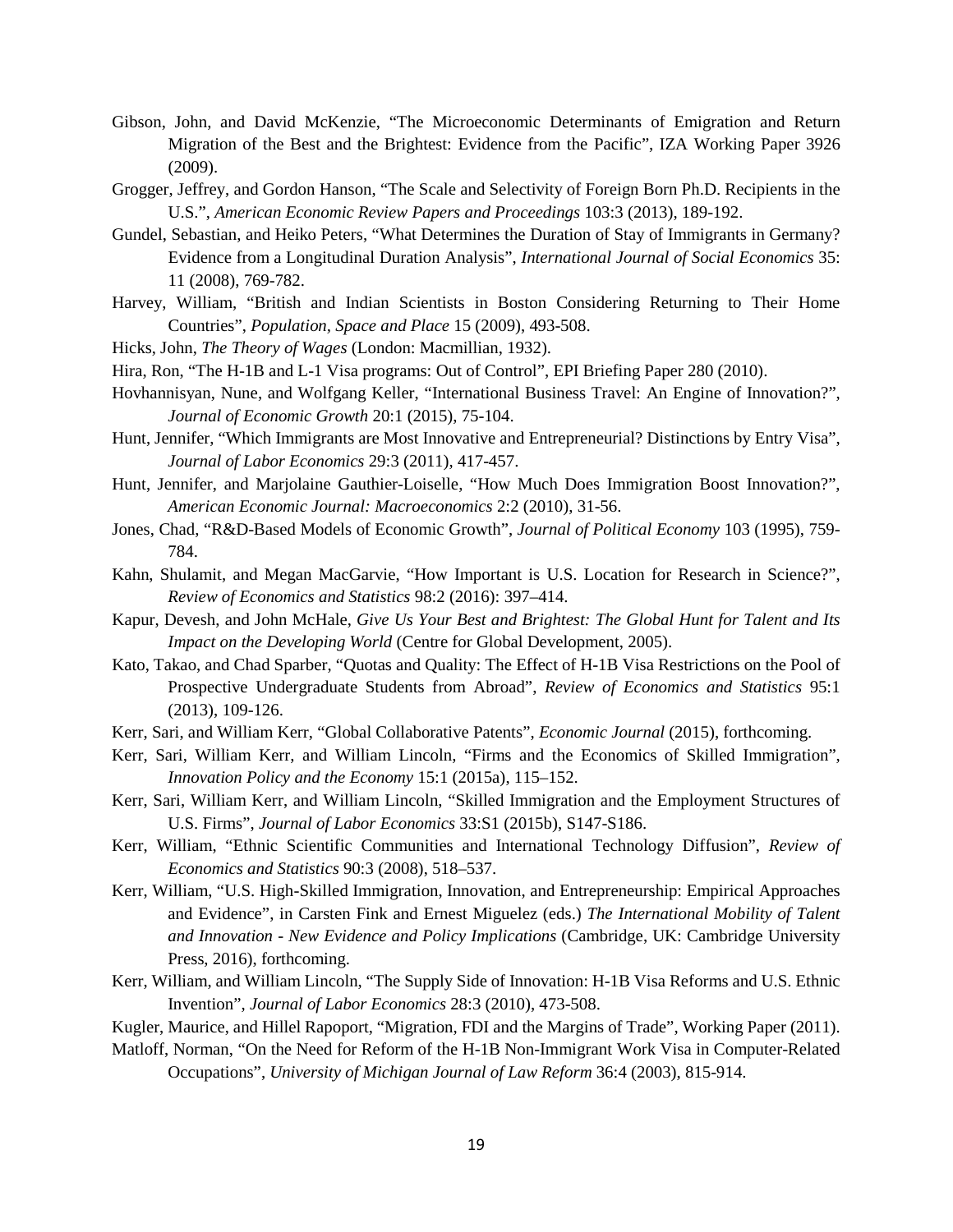Gibson, John, and David McKenzie, "The Microeconomic Determinants of Emigration and Return Migration of the Best and the Brightest: Evidence from the Pacific", IZA Working Paper 3926 (2009).

Grogger, Jeffrey, and Gordon Hanson, "The Scale and Selectivity of Foreign Born Ph.D. Recipients in the U.S.", *American Economic Review Papers and Proceedings* 103:3 (2013), 189-192.

Gundel, Sebastian, and Heiko Peters, "What Determines the Duration of Stay of Immigrants in Germany? Evidence from a Longitudinal Duration Analysis", *International Journal of Social Economics* 35: 11 (2008), 769-782.

Harvey, William, "British and Indian Scientists in Boston Considering Returning to Their Home Countries", *Population, Space and Place* 15 (2009), 493-508.

Hicks, John, *The Theory of Wages* (London: Macmillian, 1932).

Hira, Ron, "The H-1B and L-1 Visa programs: Out of Control", EPI Briefing Paper 280 (2010).

Hovhannisyan, Nune, and Wolfgang Keller, "International Business Travel: An Engine of Innovation?", *Journal of Economic Growth* 20:1 (2015), 75-104.

Hunt, Jennifer, "Which Immigrants are Most Innovative and Entrepreneurial? Distinctions by Entry Visa", *Journal of Labor Economics* 29:3 (2011), 417-457.

Hunt, Jennifer, and Marjolaine Gauthier-Loiselle, "How Much Does Immigration Boost Innovation?", *American Economic Journal: Macroeconomics* 2:2 (2010), 31-56.

Jones, Chad, "R&D-Based Models of Economic Growth", *Journal of Political Economy* 103 (1995), 759-784.

Kahn, Shulamit, and Megan MacGarvie, "How Important is U.S. Location for Research in Science?", *Review of Economics and Statistics* 98:2 (2016): 397–414.

Kapur, Devesh, and John McHale, *Give Us Your Best and Brightest: The Global Hunt for Talent and Its Impact on the Developing World* (Centre for Global Development, 2005).

Kato, Takao, and Chad Sparber, "Quotas and Quality: The Effect of H-1B Visa Restrictions on the Pool of Prospective Undergraduate Students from Abroad", *Review of Economics and Statistics* 95:1 (2013), 109-126.

Kerr, Sari, and William Kerr, "Global Collaborative Patents", *Economic Journal* (2015), forthcoming.

Kerr, Sari, William Kerr, and William Lincoln, "Firms and the Economics of Skilled Immigration", *Innovation Policy and the Economy* 15:1 (2015a), 115–152.

Kerr, Sari, William Kerr, and William Lincoln, "Skilled Immigration and the Employment Structures of U.S. Firms", *Journal of Labor Economics* 33:S1 (2015b), S147-S186.

Kerr, William, "Ethnic Scientific Communities and International Technology Diffusion", *Review of Economics and Statistics* 90:3 (2008), 518–537.

Kerr, William, "U.S. High-Skilled Immigration, Innovation, and Entrepreneurship: Empirical Approaches and Evidence", in Carsten Fink and Ernest Miguelez (eds.) *The International Mobility of Talent and Innovation - New Evidence and Policy Implications* (Cambridge, UK: Cambridge University Press, 2016), forthcoming.

Kerr, William, and William Lincoln, "The Supply Side of Innovation: H-1B Visa Reforms and U.S. Ethnic Invention", *Journal of Labor Economics* 28:3 (2010), 473-508.

Kugler, Maurice, and Hillel Rapoport, "Migration, FDI and the Margins of Trade", Working Paper (2011).

Matloff, Norman, "On the Need for Reform of the H-1B Non-Immigrant Work Visa in Computer-Related Occupations", *University of Michigan Journal of Law Reform* 36:4 (2003), 815-914.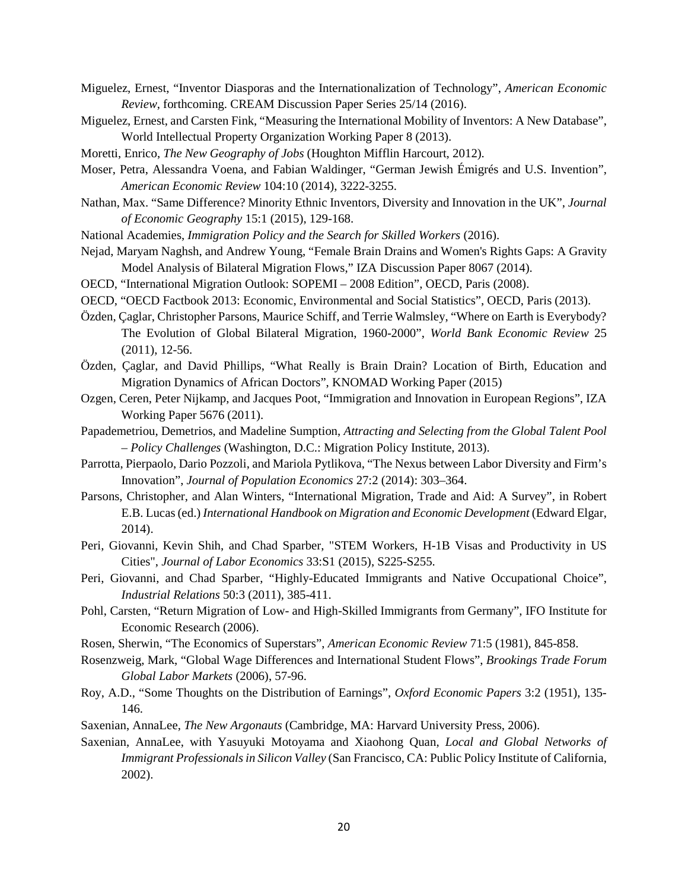Miguelez, Ernest, "Inventor Diasporas and the Internationalization of Technology", *American Economic Review*, forthcoming. CREAM Discussion Paper Series 25/14 (2016).

Miguelez, Ernest, and Carsten Fink, "Measuring the International Mobility of Inventors: A New Database", World Intellectual Property Organization Working Paper 8 (2013).

Moretti, Enrico, *The New Geography of Jobs* (Houghton Mifflin Harcourt, 2012).

Moser, Petra, Alessandra Voena, and Fabian Waldinger, "German Jewish Émigrés and U.S. Invention", *American Economic Review* 104:10 (2014), 3222-3255.

Nathan, Max. "Same Difference? Minority Ethnic Inventors, Diversity and Innovation in the UK", *Journal of Economic Geography* 15:1 (2015), 129-168.

National Academies, *Immigration Policy and the Search for Skilled Workers* (2016).

Nejad, Maryam Naghsh, and Andrew Young, "Female Brain Drains and Women's Rights Gaps: A Gravity Model Analysis of Bilateral Migration Flows," IZA Discussion Paper 8067 (2014).

OECD, "International Migration Outlook: SOPEMI – 2008 Edition", OECD, Paris (2008).

OECD, "OECD Factbook 2013: Economic, Environmental and Social Statistics", OECD, Paris (2013).

Özden, Çaglar, Christopher Parsons, Maurice Schiff, and Terrie Walmsley, "Where on Earth is Everybody? The Evolution of Global Bilateral Migration, 1960-2000", *World Bank Economic Review* 25 (2011), 12-56.

Özden, Çaglar, and David Phillips, "What Really is Brain Drain? Location of Birth, Education and Migration Dynamics of African Doctors", KNOMAD Working Paper (2015)

Ozgen, Ceren, Peter Nijkamp, and Jacques Poot, "Immigration and Innovation in European Regions", IZA Working Paper 5676 (2011).

Papademetriou, Demetrios, and Madeline Sumption, *Attracting and Selecting from the Global Talent Pool – Policy Challenges* (Washington, D.C.: Migration Policy Institute, 2013).

Parrotta, Pierpaolo, Dario Pozzoli, and Mariola Pytlikova, "The Nexus between Labor Diversity and Firm's Innovation", *Journal of Population Economics* 27:2 (2014): 303–364.

Parsons, Christopher, and Alan Winters, "International Migration, Trade and Aid: A Survey", in Robert E.B. Lucas (ed.) *International Handbook on Migration and Economic Development* (Edward Elgar, 2014).

Peri, Giovanni, Kevin Shih, and Chad Sparber, "STEM Workers, H-1B Visas and Productivity in US Cities", *Journal of Labor Economics* 33:S1 (2015), S225-S255.

Peri, Giovanni, and Chad Sparber, "Highly-Educated Immigrants and Native Occupational Choice", *Industrial Relations* 50:3 (2011), 385-411.

Pohl, Carsten, "Return Migration of Low- and High-Skilled Immigrants from Germany", IFO Institute for Economic Research (2006).

Rosen, Sherwin, "The Economics of Superstars", *American Economic Review* 71:5 (1981), 845-858.

Rosenzweig, Mark, "Global Wage Differences and International Student Flows", *Brookings Trade Forum Global Labor Markets* (2006), 57-96.

Roy, A.D., "Some Thoughts on the Distribution of Earnings", *Oxford Economic Papers* 3:2 (1951), 135-146.

Saxenian, AnnaLee, *The New Argonauts* (Cambridge, MA: Harvard University Press, 2006).

Saxenian, AnnaLee, with Yasuyuki Motoyama and Xiaohong Quan, *Local and Global Networks of Immigrant Professionals in Silicon Valley* (San Francisco, CA: Public Policy Institute of California, 2002).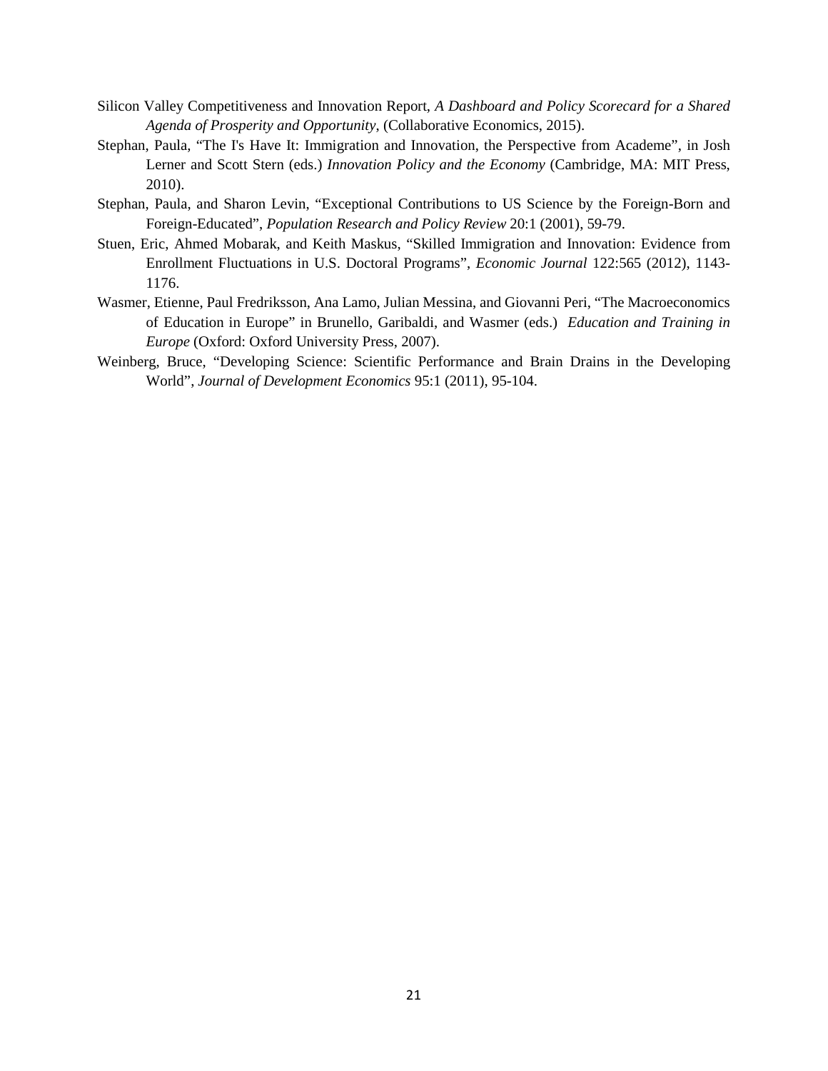Silicon Valley Competitiveness and Innovation Report, *A Dashboard and Policy Scorecard for a Shared Agenda of Prosperity and Opportunity*, (Collaborative Economics, 2015).

Stephan, Paula, "The I's Have It: Immigration and Innovation, the Perspective from Academe", in Josh Lerner and Scott Stern (eds.) *Innovation Policy and the Economy* (Cambridge, MA: MIT Press, 2010).

Stephan, Paula, and Sharon Levin, "Exceptional Contributions to US Science by the Foreign-Born and Foreign-Educated", *Population Research and Policy Review* 20:1 (2001), 59-79.

Stuen, Eric, Ahmed Mobarak, and Keith Maskus, "Skilled Immigration and Innovation: Evidence from Enrollment Fluctuations in U.S. Doctoral Programs", *Economic Journal* 122:565 (2012), 1143-1176.

Wasmer, Etienne, Paul Fredriksson, Ana Lamo, Julian Messina, and Giovanni Peri, "The Macroeconomics of Education in Europe" in Brunello, Garibaldi, and Wasmer (eds.) *Education and Training in Europe* (Oxford: Oxford University Press, 2007).

Weinberg, Bruce, "Developing Science: Scientific Performance and Brain Drains in the Developing World", *Journal of Development Economics* 95:1 (2011), 95-104.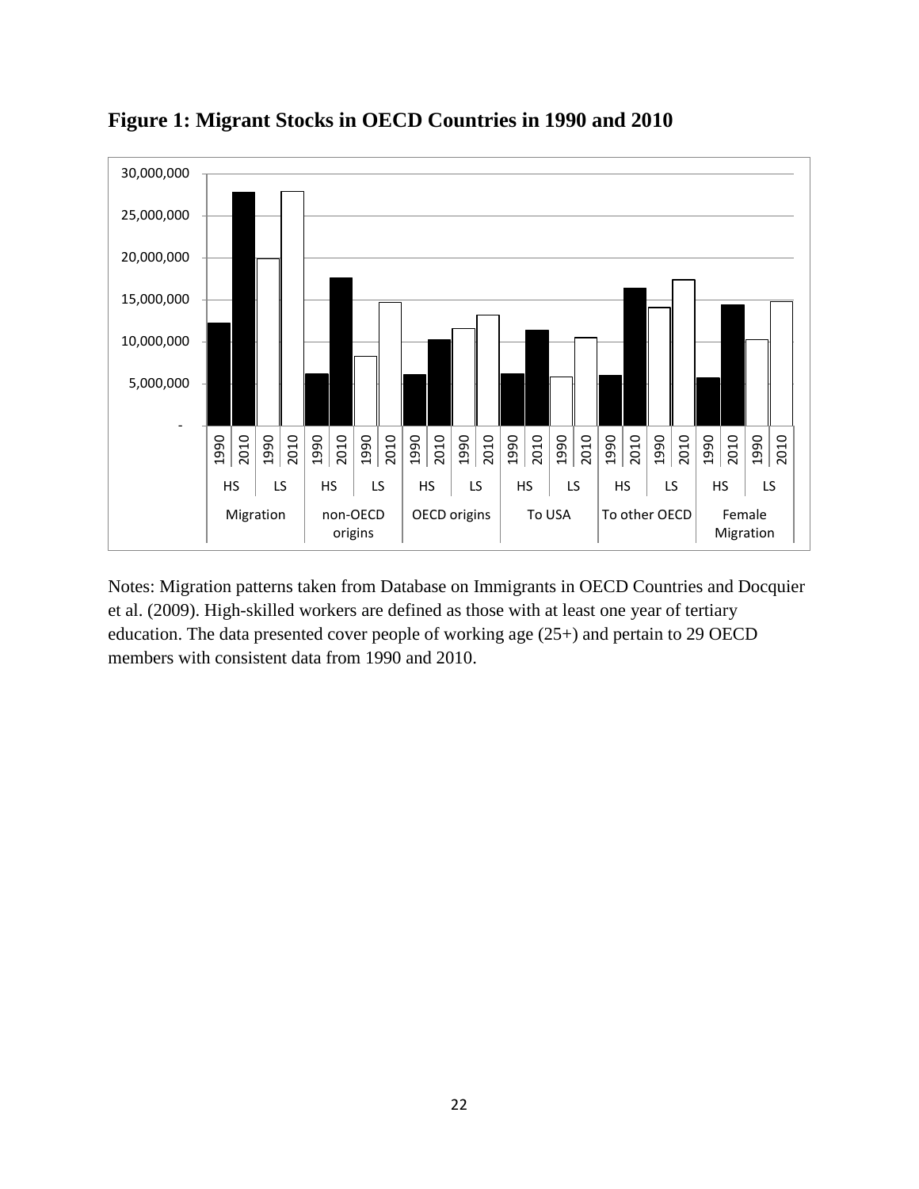**Figure 1: Migrant Stocks in OECD Countries in 1990 and 2010**

Notes: Migration patterns taken from Database on Immigrants in OECD Countries and Docquier et al. (2009). High-skilled workers are defined as those with at least one year of tertiary education. The data presented cover people of working age (25+) and pertain to 29 OECD members with consistent data from 1990 and 2010.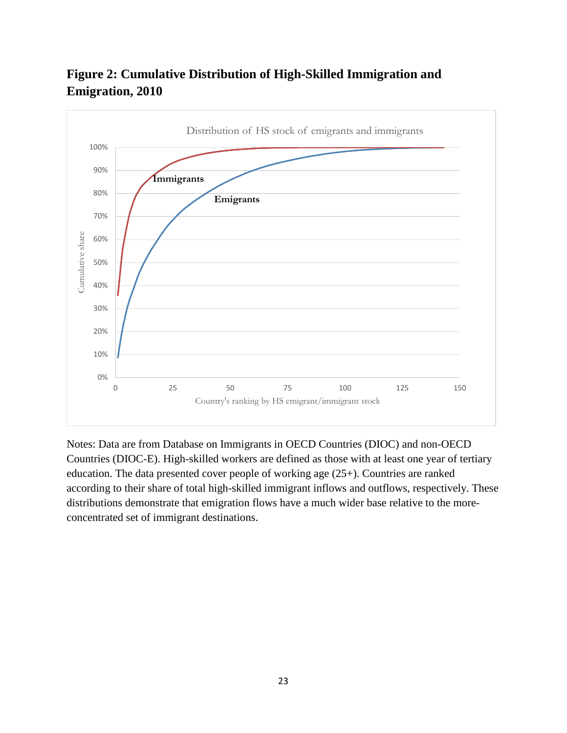## Figure 2: Cumulative Distribution of High-Skilled Immigration and Emigration, 2010

Notes: Data are from Database on Immigrants in OECD Countries (DIOC) and non-OECD Countries (DIOC-E). High-skilled workers are defined as those with at least one year of tertiary education. The data presented cover people of working age (25+). Countries are ranked according to their share of total high-skilled immigrant inflows and outflows, respectively. These distributions demonstrate that emigration flows have a much wider base relative to the more-concentrated set of immigrant destinations.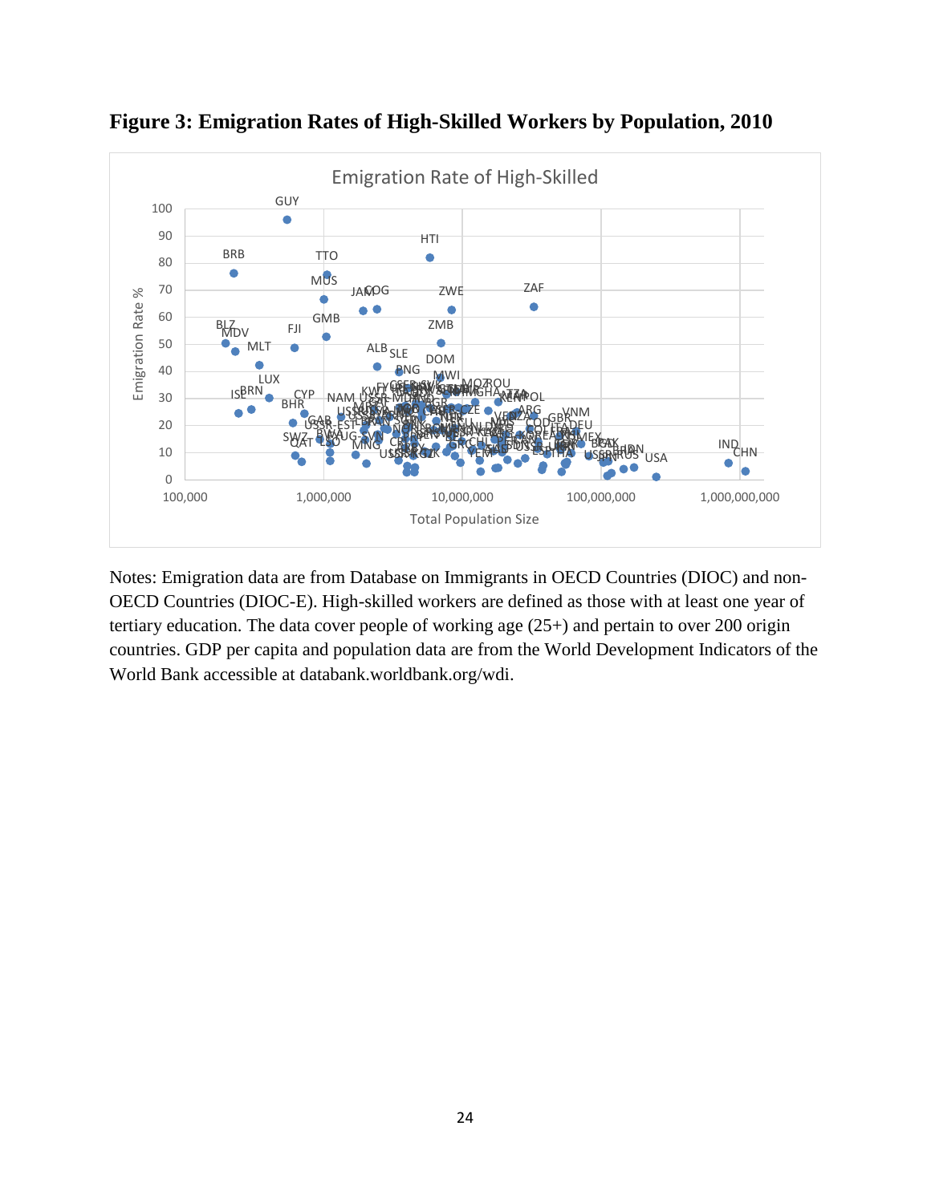**Figure 3: Emigration Rates of High-Skilled Workers by Population, 2010**

Notes: Emigration data are from Database on Immigrants in OECD Countries (DIOC) and non-OECD Countries (DIOC-E). High-skilled workers are defined as those with at least one year of tertiary education. The data cover people of working age (25+) and pertain to over 200 origin countries. GDP per capita and population data are from the World Development Indicators of the World Bank accessible at databank.worldbank.org/wdi.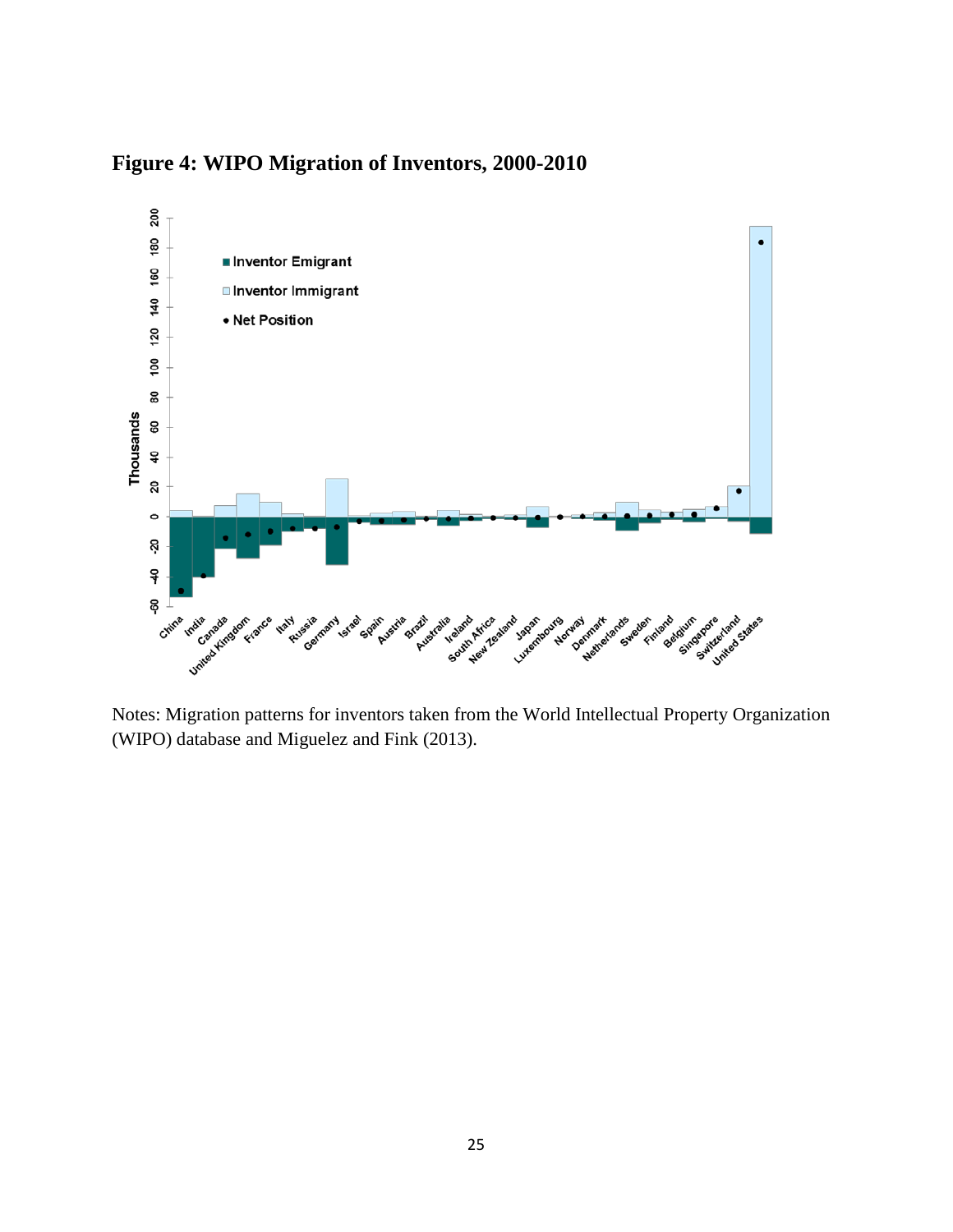**Figure 4: WIPO Migration of Inventors, 2000-2010**

Thousands

200
180
160
140
120
100
80
60
40
20
0
-20
-40
-60

Inventor Emigrant
Inventor Immigrant
Net Position

China
India
Canada
United Kingdom
France
Italy
Russia
Germany
Israel
Spain
Austria
Brazil
Australia
Ireland
South Africa
New Zealand
Japan
Luxembourg
Norway
Denmark
Netherlands
Sweden
Finland
Belgium
Singapore
Switzerland
United States

Notes: Migration patterns for inventors taken from the World Intellectual Property Organization (WIPO) database and Miguelez and Fink (2013).